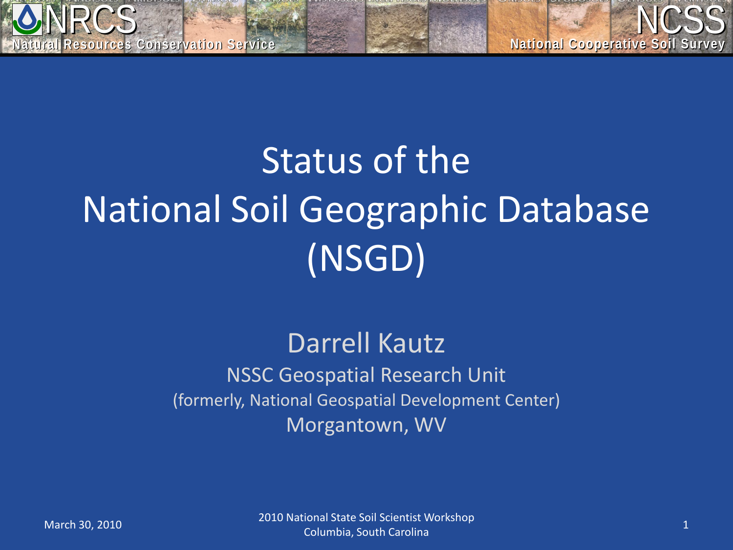# Status of the National Soil Geographic Database (NSGD)

Darrell Kautz

NSSC Geospatial Research Unit

(formerly, National Geospatial Development Center)

Morgantown, WV

March 30, 2010

2010 National State Soil Scientist Workshop
Columbia, South Carolina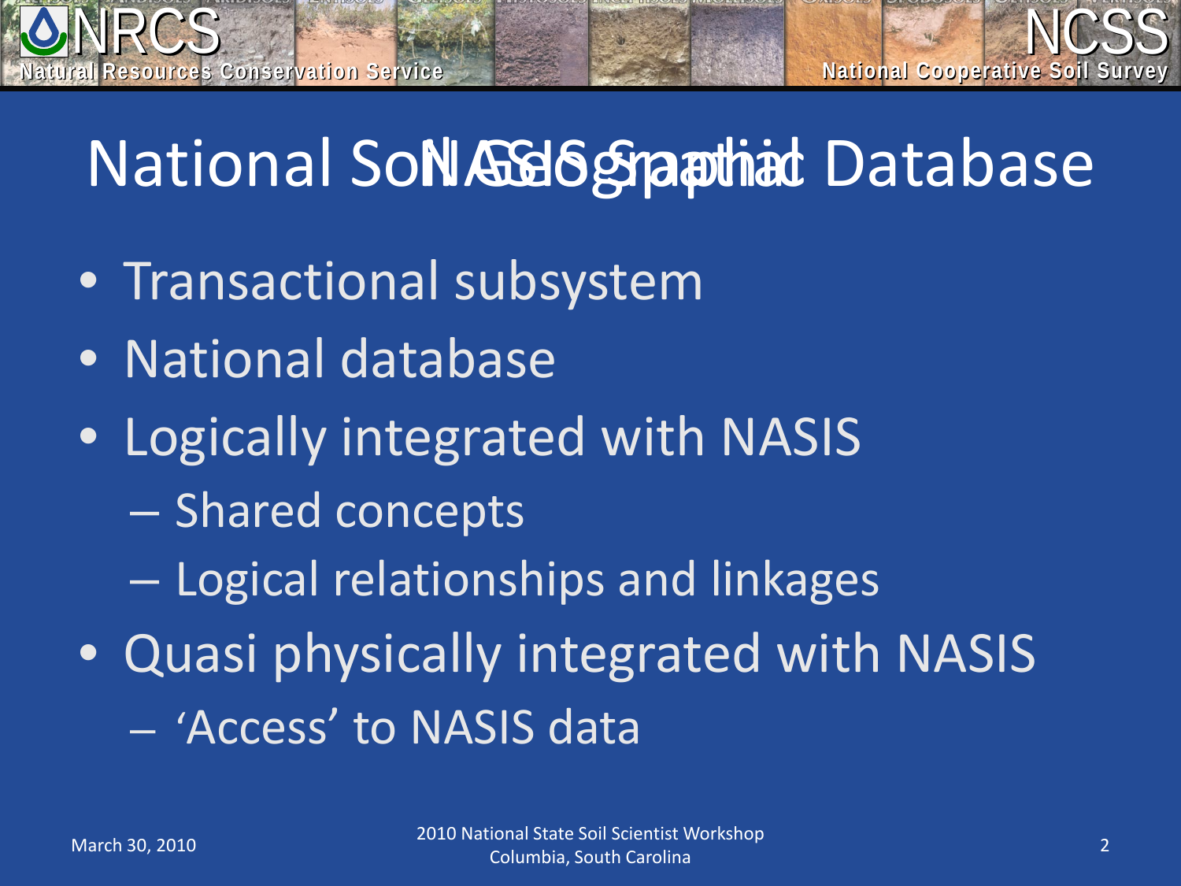# National Soil Geographic Database / NASIS Spatial

- Transactional subsystem
- National database
- Logically integrated with NASIS
  - Shared concepts
  - Logical relationships and linkages
- Quasi physically integrated with NASIS
  - 'Access' to NASIS data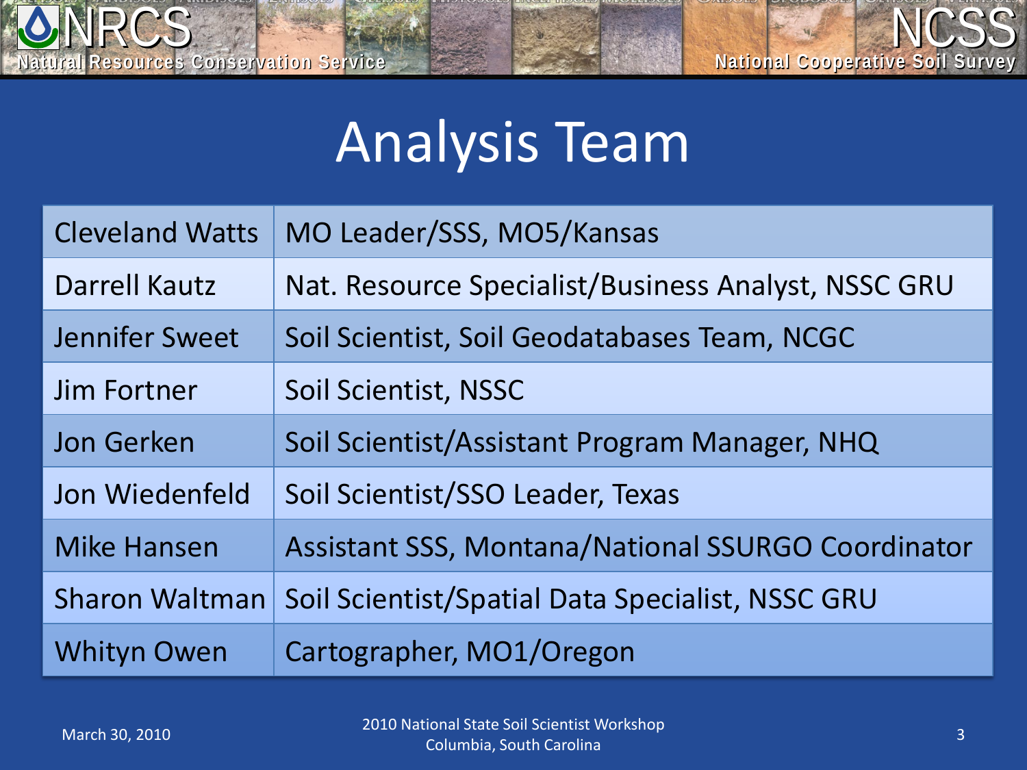# Analysis Team

| Name | Role |
|---|---|
| Cleveland Watts | MO Leader/SSS, MO5/Kansas |
| Darrell Kautz | Nat. Resource Specialist/Business Analyst, NSSC GRU |
| Jennifer Sweet | Soil Scientist, Soil Geodatabases Team, NCGC |
| Jim Fortner | Soil Scientist, NSSC |
| Jon Gerken | Soil Scientist/Assistant Program Manager, NHQ |
| Jon Wiedenfeld | Soil Scientist/SSO Leader, Texas |
| Mike Hansen | Assistant SSS, Montana/National SSURGO Coordinator |
| Sharon Waltman | Soil Scientist/Spatial Data Specialist, NSSC GRU |
| Whityn Owen | Cartographer, MO1/Oregon |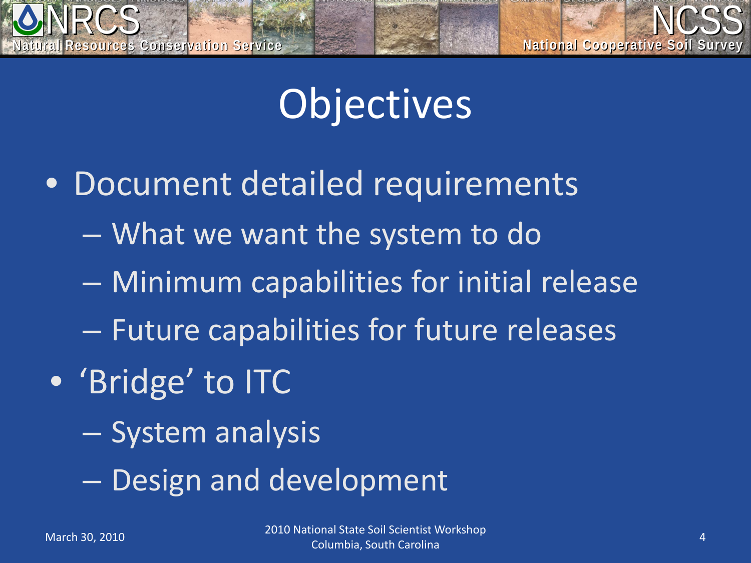# Objectives

- Document detailed requirements
  - What we want the system to do
  - Minimum capabilities for initial release
  - Future capabilities for future releases
- ‘Bridge’ to ITC
  - System analysis
  - Design and development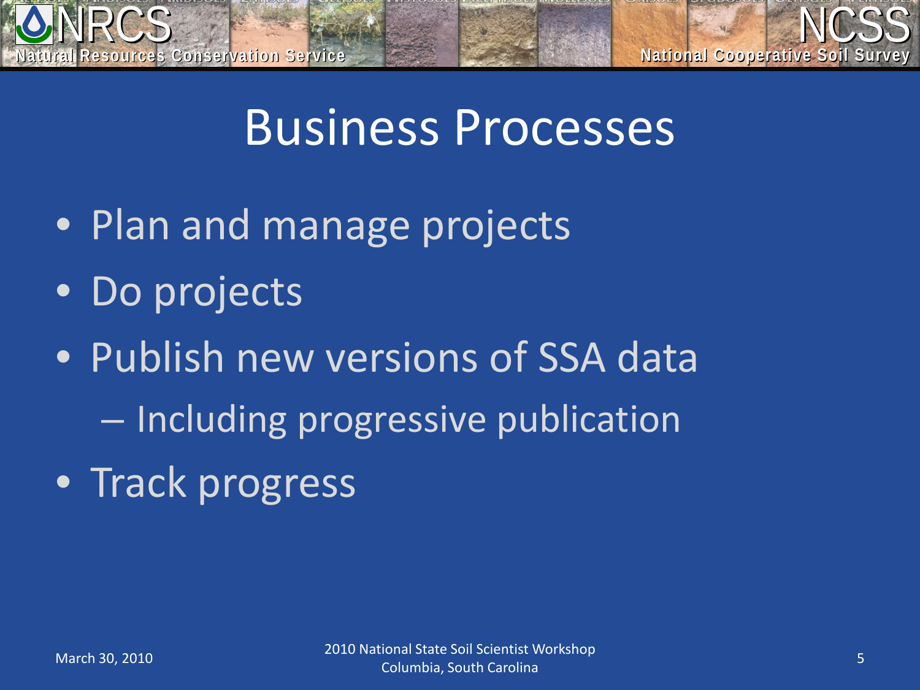# Business Processes

- Plan and manage projects
- Do projects
- Publish new versions of SSA data
  - Including progressive publication
- Track progress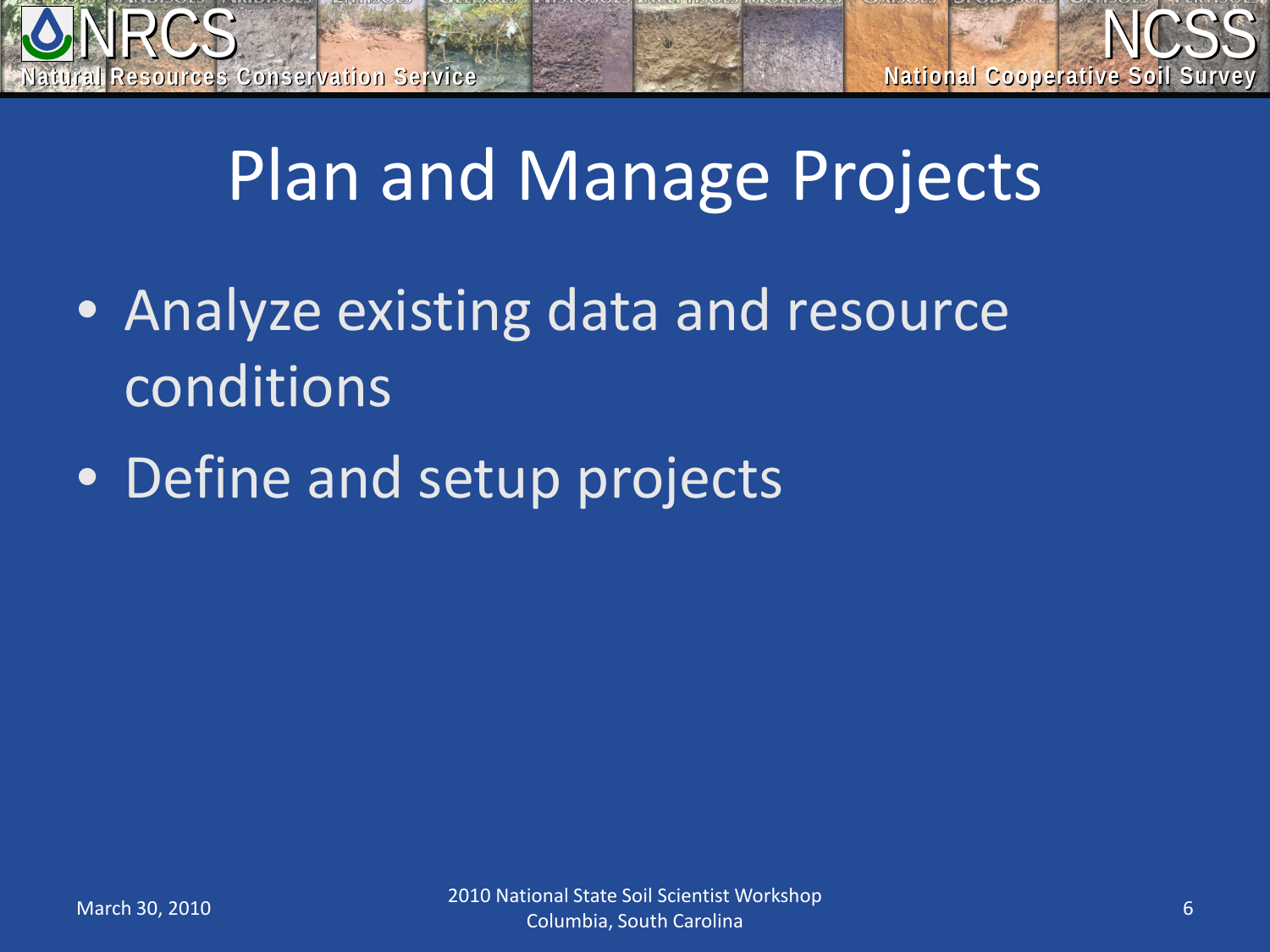# Plan and Manage Projects

- Analyze existing data and resource conditions
- Define and setup projects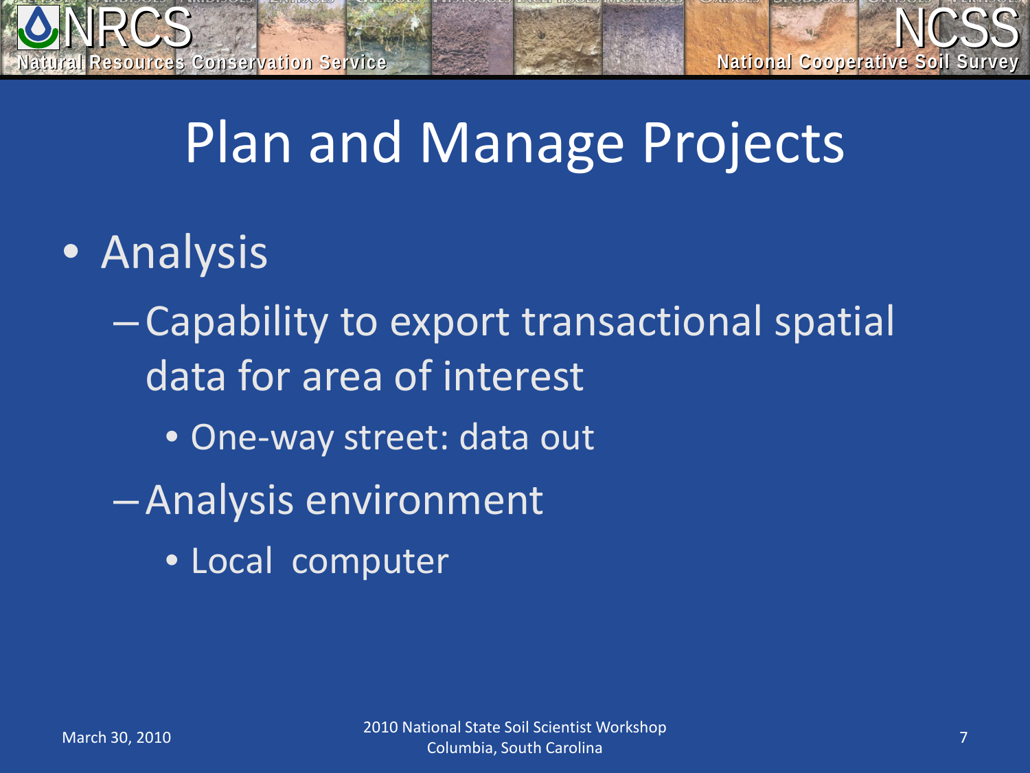# Plan and Manage Projects

- Analysis
  - Capability to export transactional spatial data for area of interest
    - One-way street: data out
  - Analysis environment
    - Local computer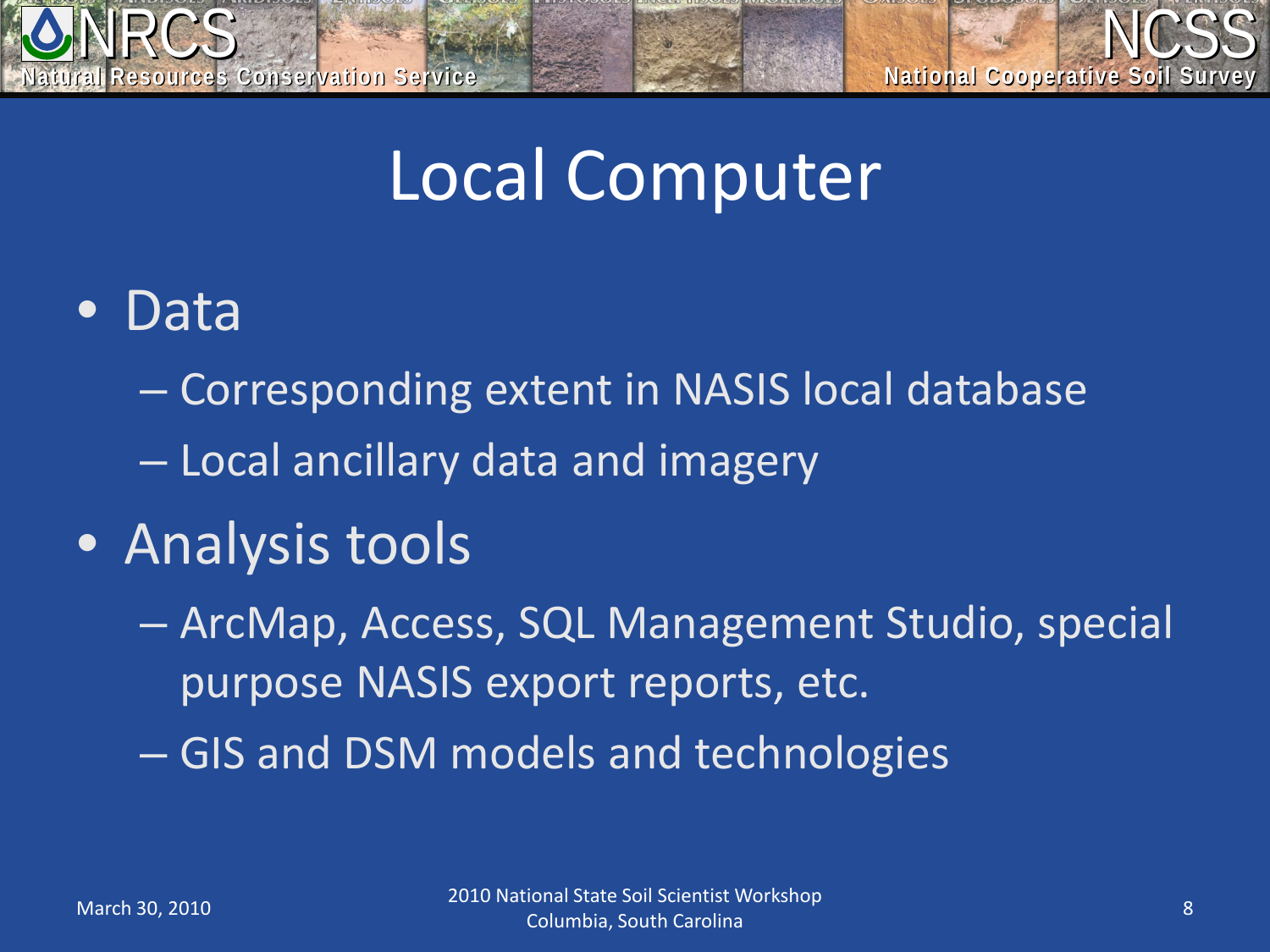# Local Computer

- Data
  - Corresponding extent in NASIS local database
  - Local ancillary data and imagery
- Analysis tools
  - ArcMap, Access, SQL Management Studio, special purpose NASIS export reports, etc.
  - GIS and DSM models and technologies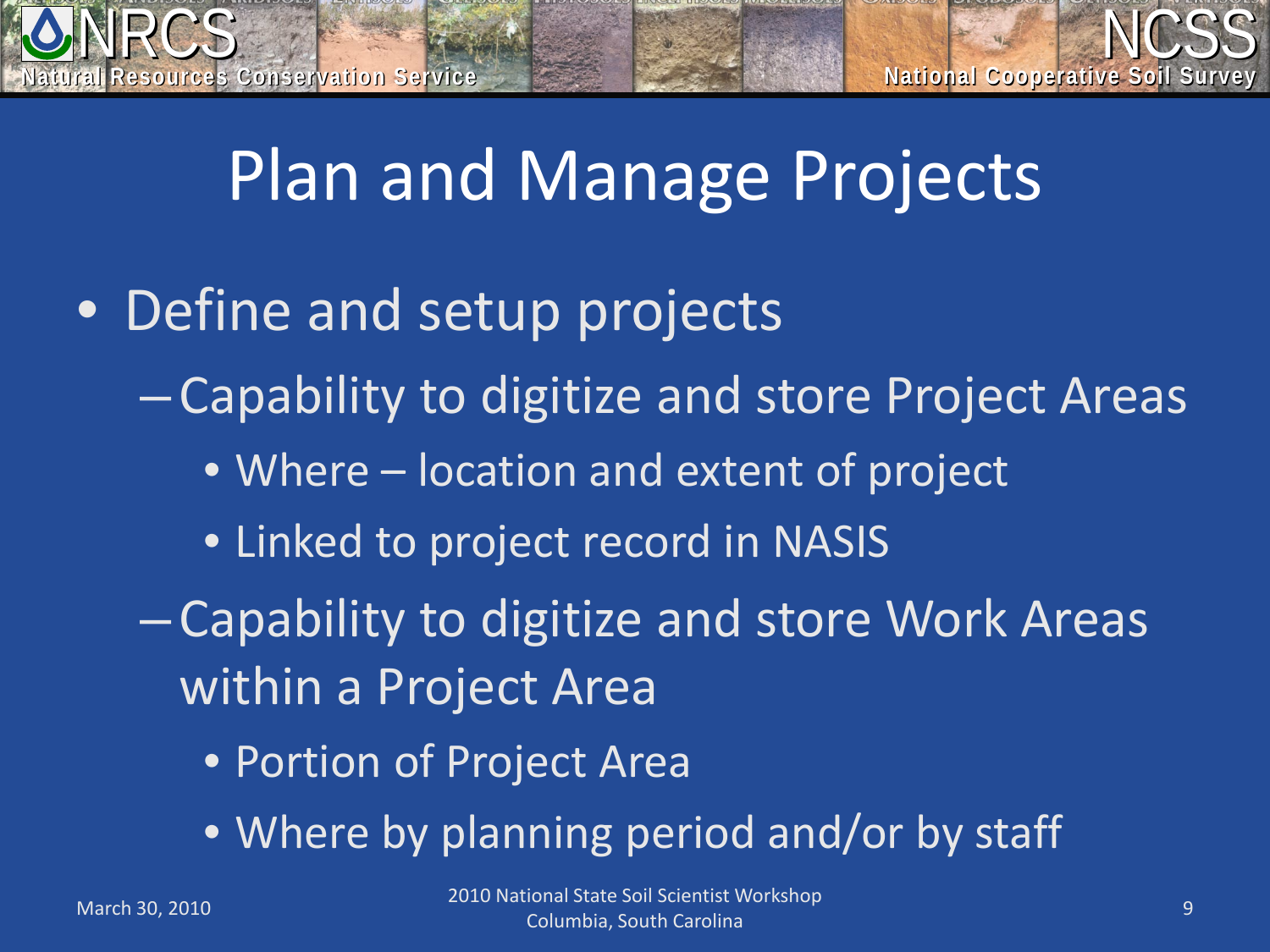# Plan and Manage Projects

- Define and setup projects
  - Capability to digitize and store Project Areas
    - Where – location and extent of project
    - Linked to project record in NASIS
  - Capability to digitize and store Work Areas within a Project Area
    - Portion of Project Area
    - Where by planning period and/or by staff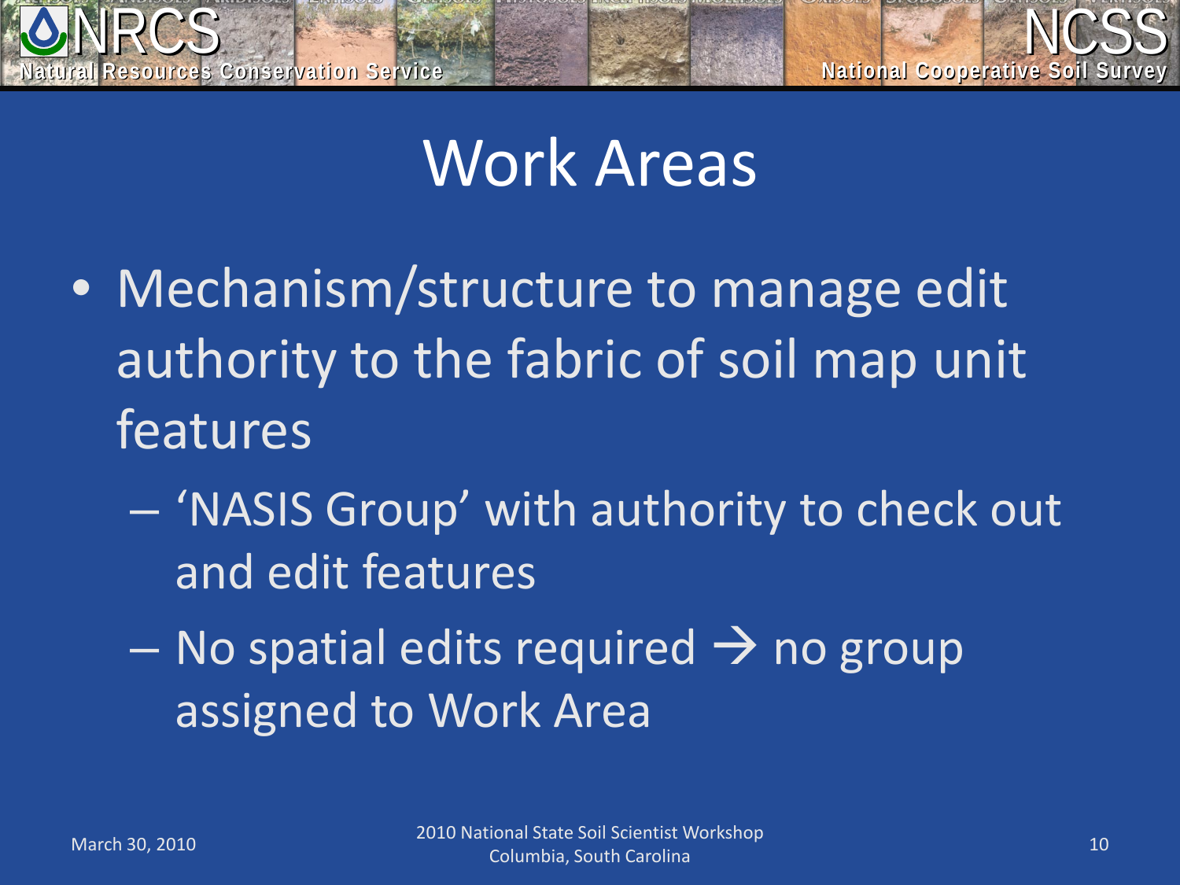# Work Areas

- Mechanism/structure to manage edit authority to the fabric of soil map unit features
  - ‘NASIS Group’ with authority to check out and edit features
  - No spatial edits required → no group assigned to Work Area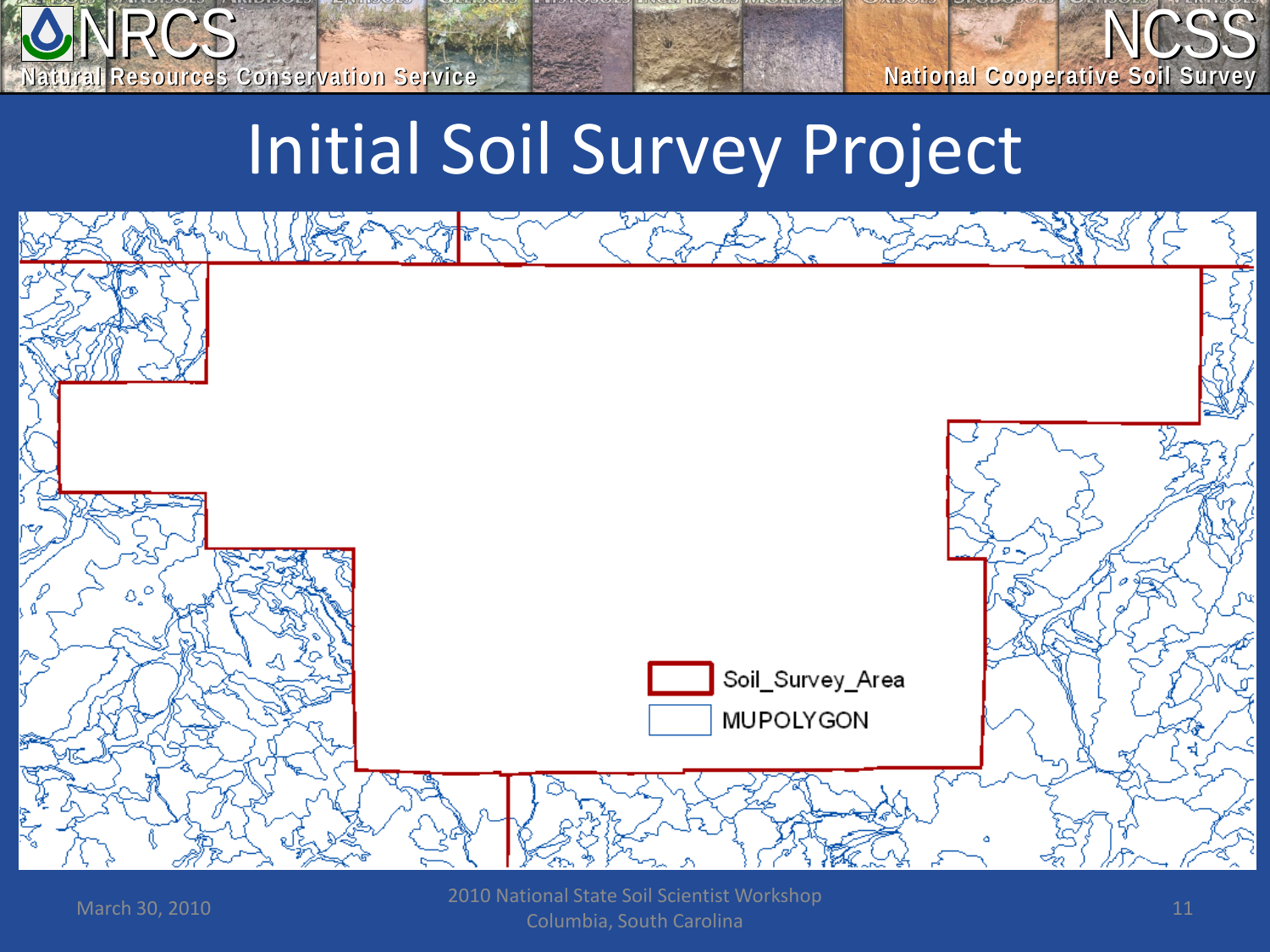# Initial Soil Survey Project

Soil_Survey_Area

MUPOLYGON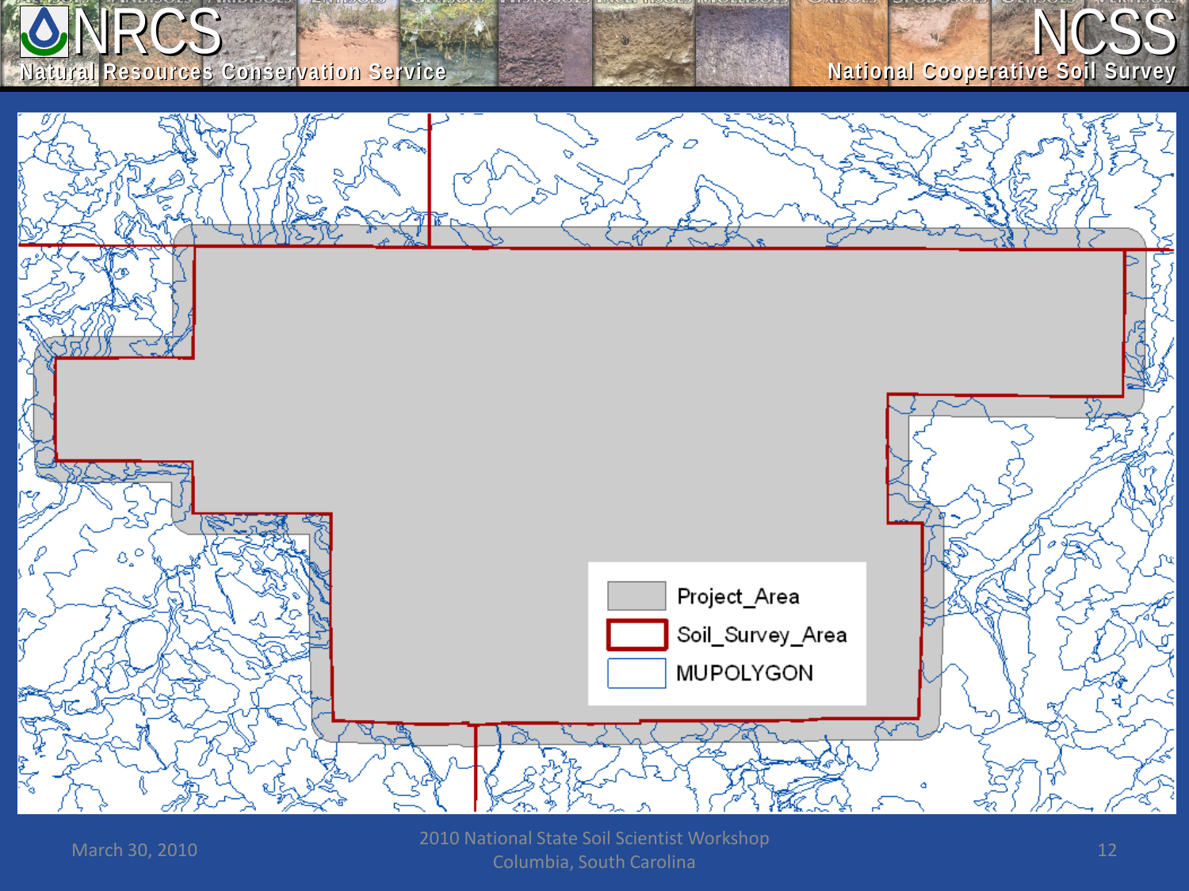Project_Area

Soil_Survey_Area

MUPOLYGON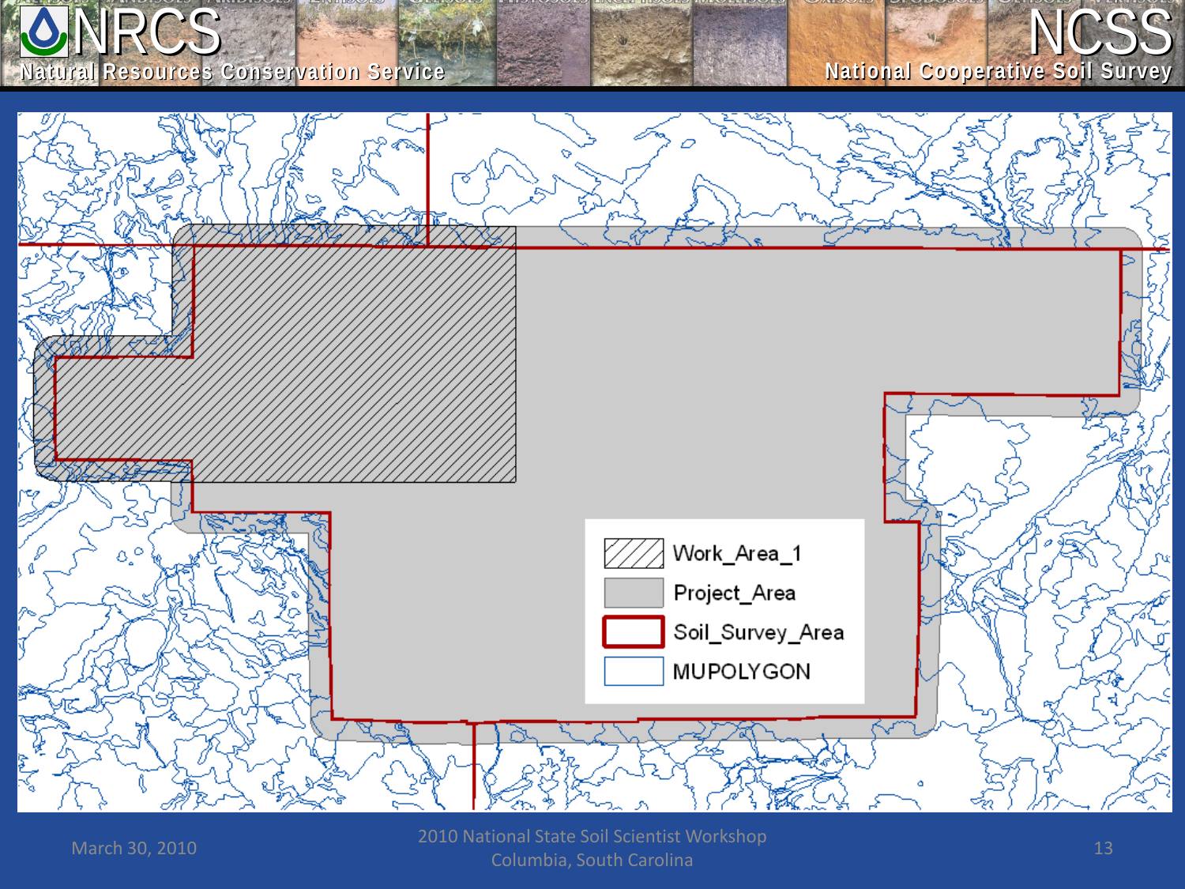Work_Area_1

Project_Area

Soil_Survey_Area

MUPOLYGON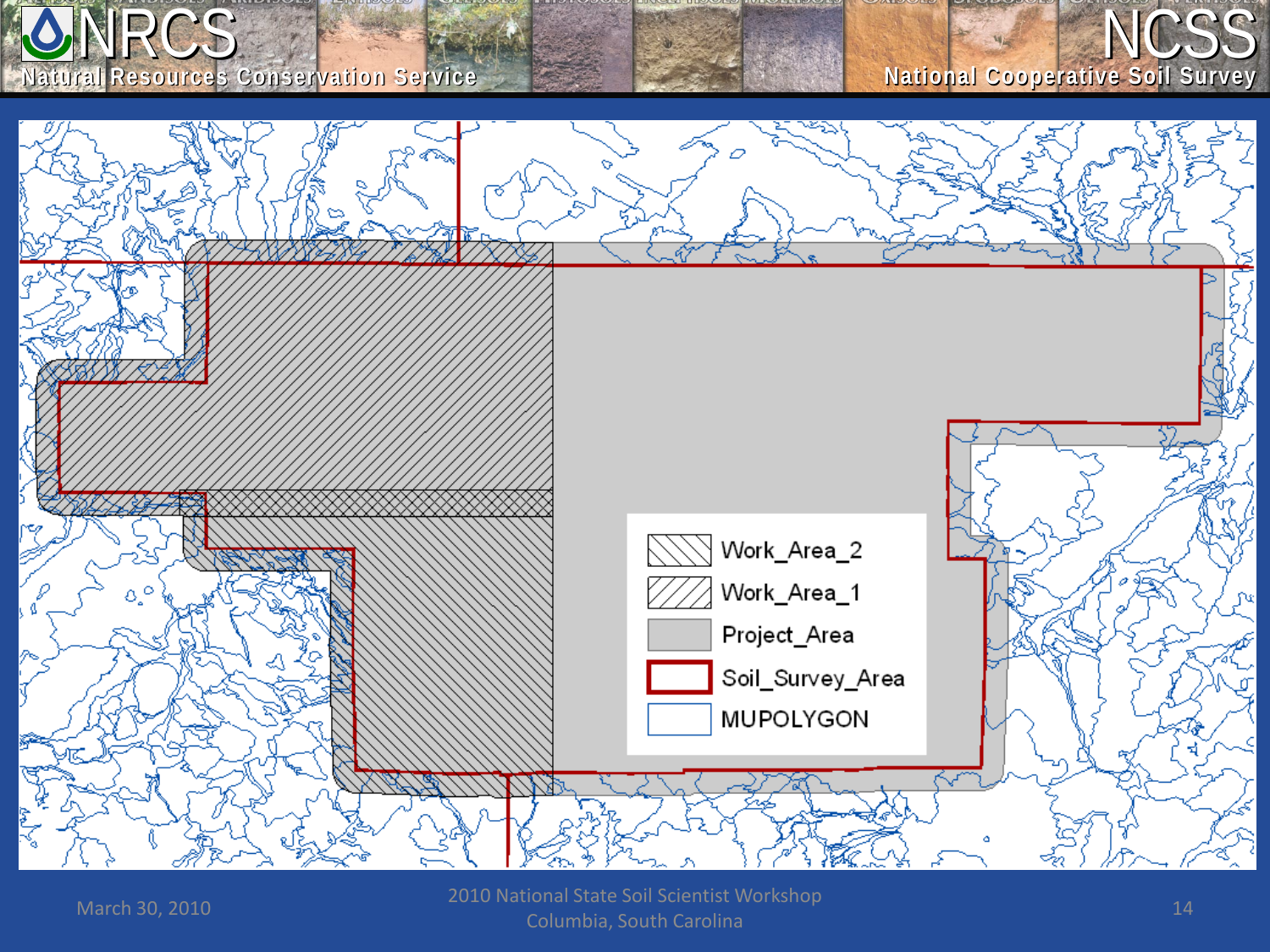Work_Area_2

Work_Area_1

Project_Area

Soil_Survey_Area

MUPOLYGON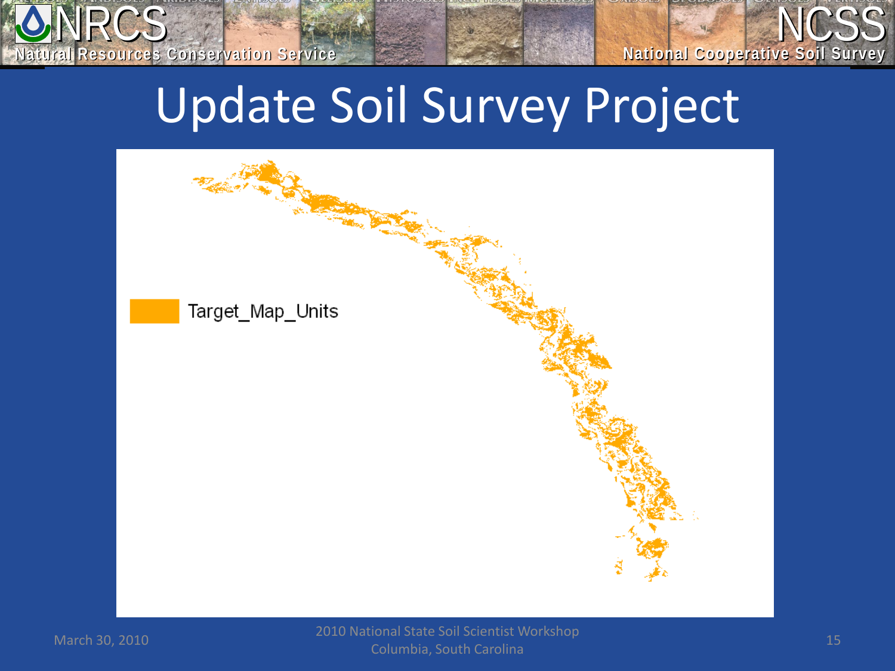# Update Soil Survey Project

Target_Map_Units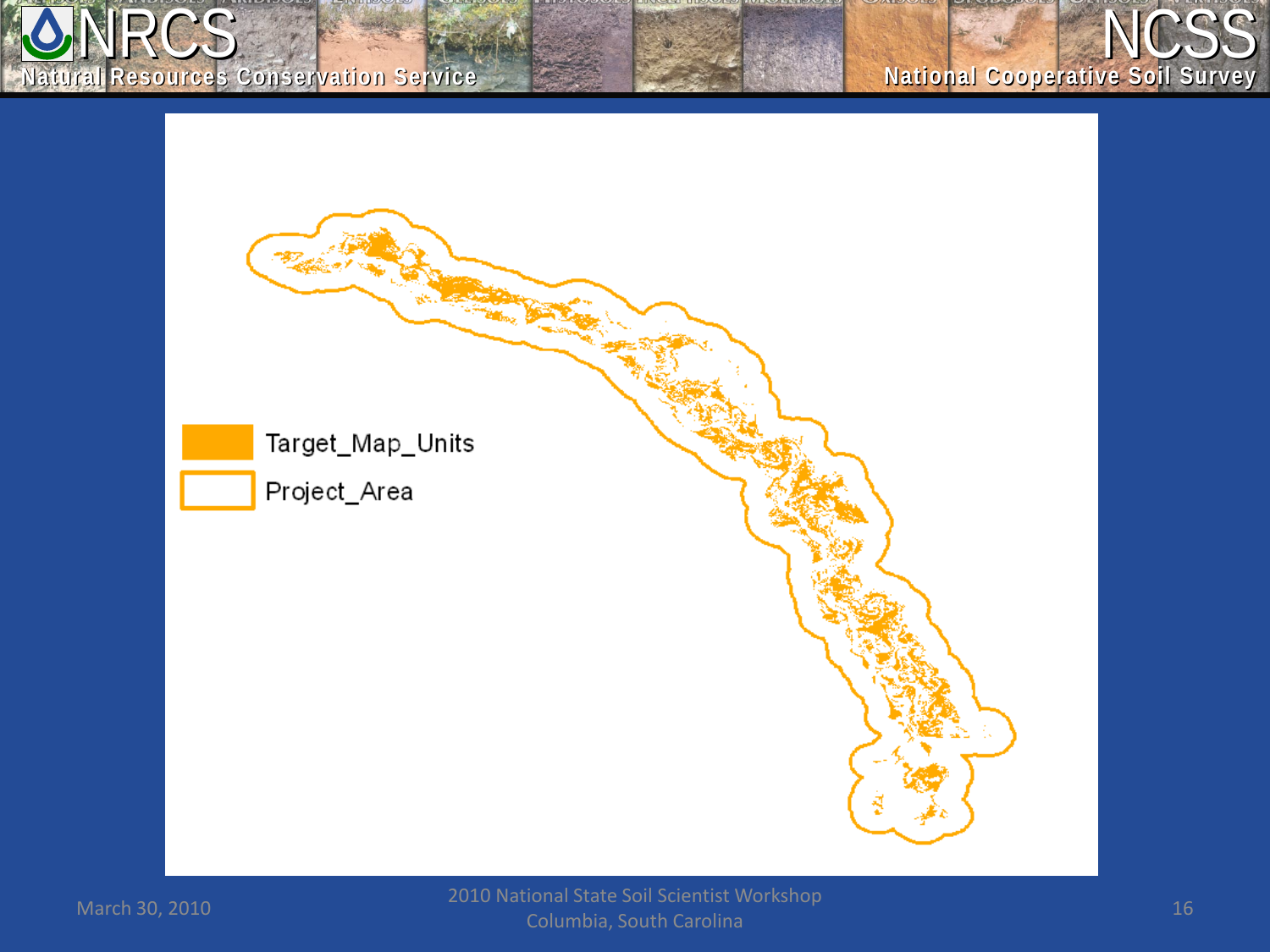Target_Map_Units

Project_Area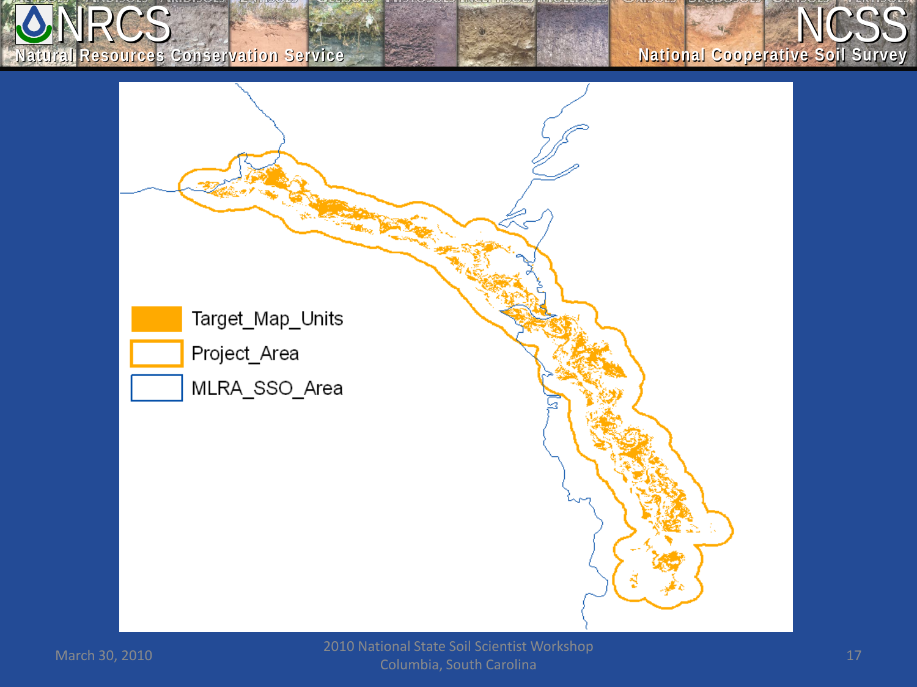Target_Map_Units

Project_Area

MLRA_SSO_Area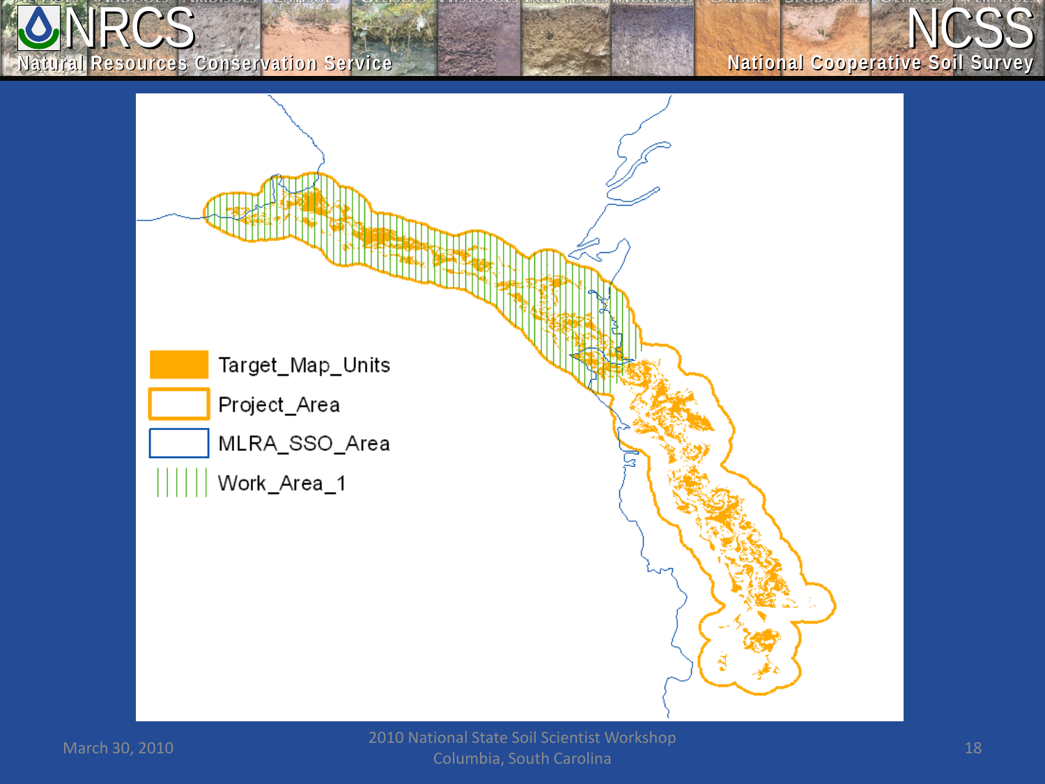- Target_Map_Units
- Project_Area
- MLRA_SSO_Area
- Work_Area_1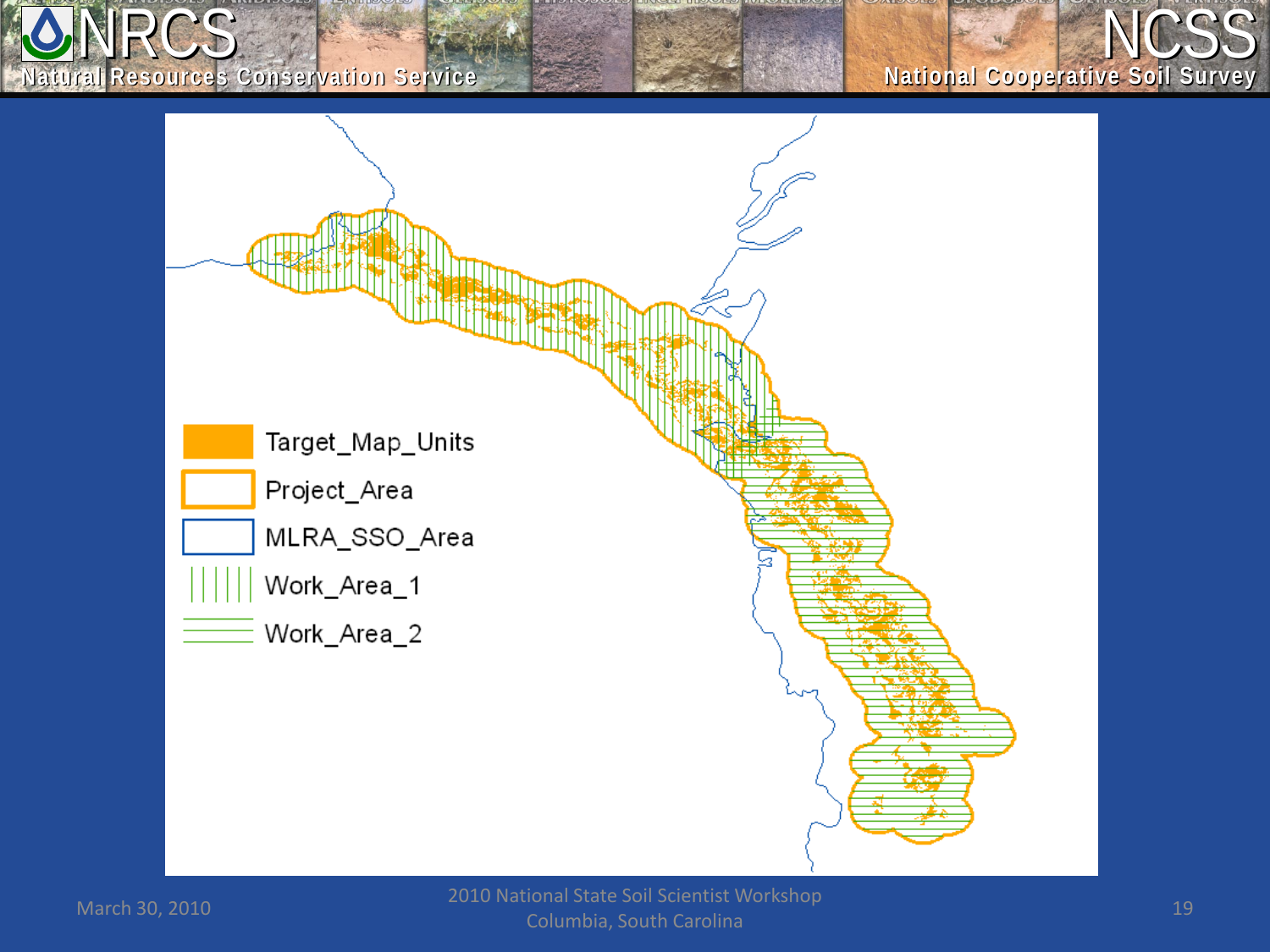Target_Map_Units

Project_Area

MLRA_SSO_Area

Work_Area_1

Work_Area_2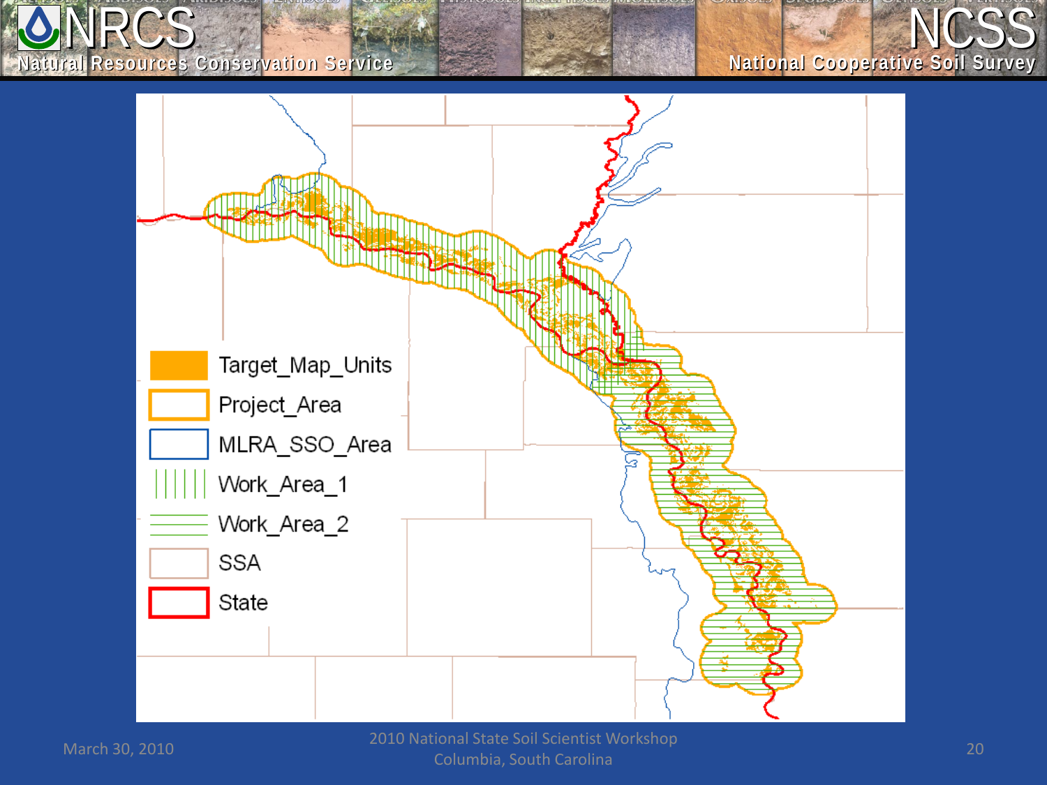Target_Map_Units

Project_Area

MLRA_SSO_Area

Work_Area_1

Work_Area_2

SSA

State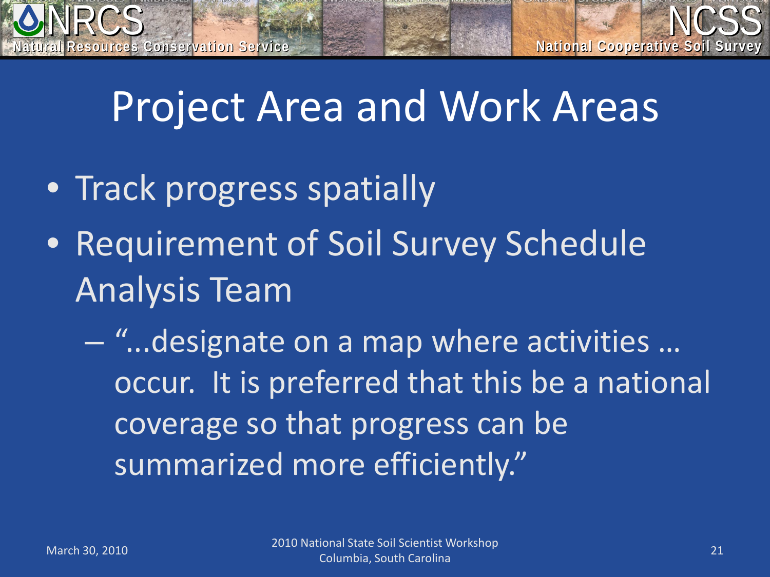# Project Area and Work Areas

- Track progress spatially
- Requirement of Soil Survey Schedule Analysis Team
  - "...designate on a map where activities … occur.  It is preferred that this be a national coverage so that progress can be summarized more efficiently."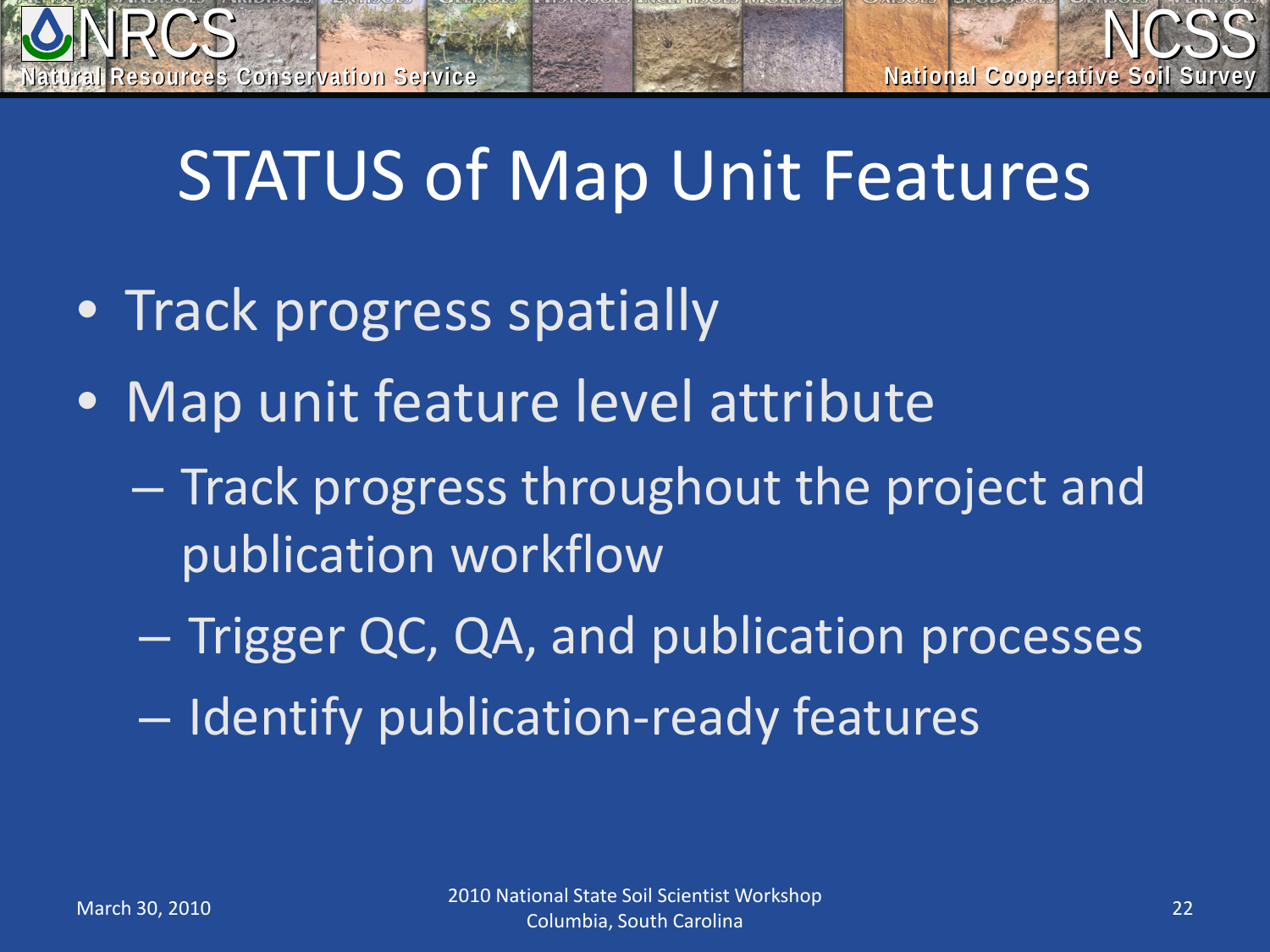# STATUS of Map Unit Features

- Track progress spatially
- Map unit feature level attribute
  - Track progress throughout the project and publication workflow
  - Trigger QC, QA, and publication processes
  - Identify publication-ready features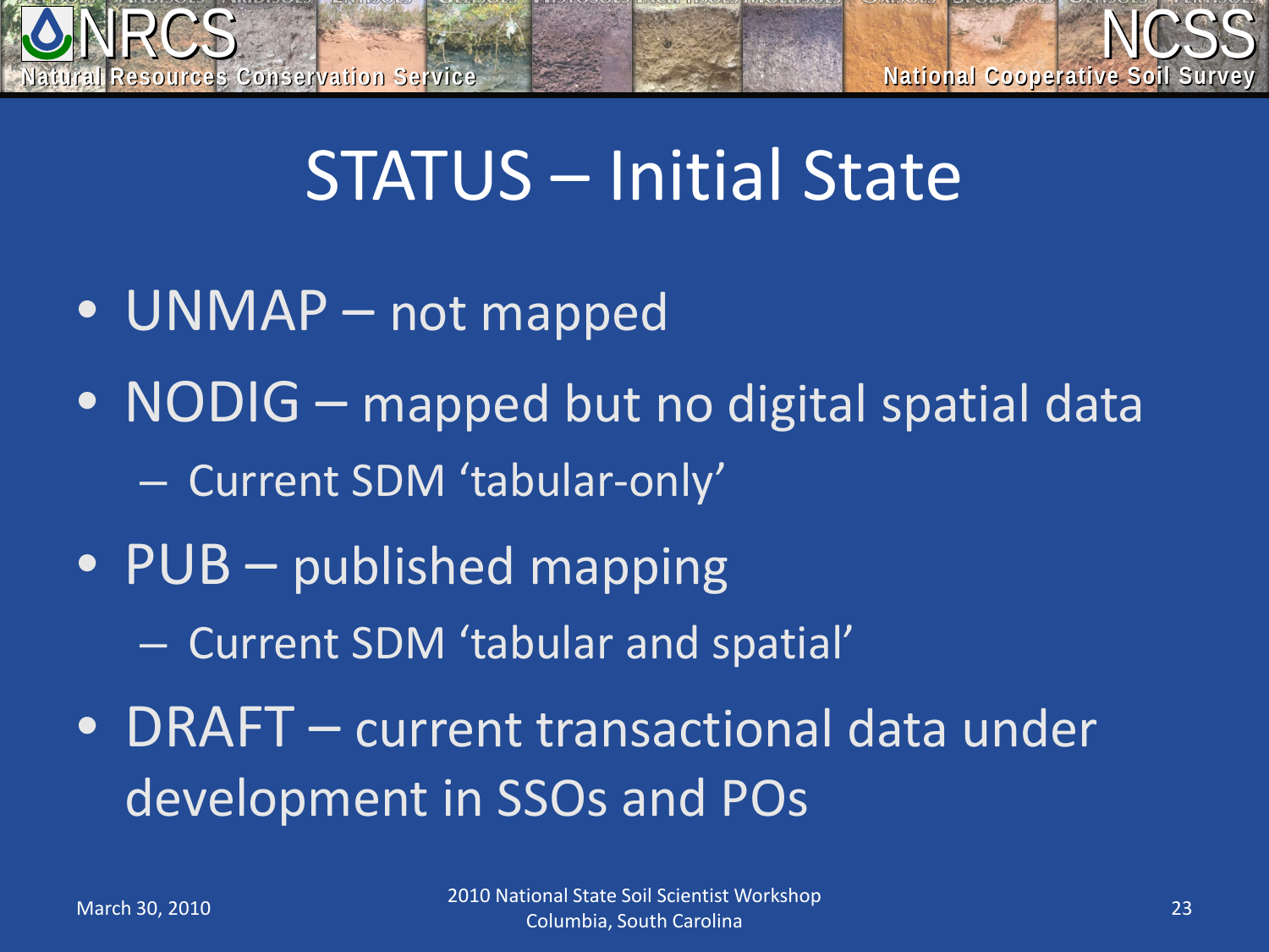# STATUS – Initial State

- UNMAP – not mapped
- NODIG – mapped but no digital spatial data
  - Current SDM 'tabular-only'
- PUB – published mapping
  - Current SDM 'tabular and spatial'
- DRAFT – current transactional data under development in SSOs and POs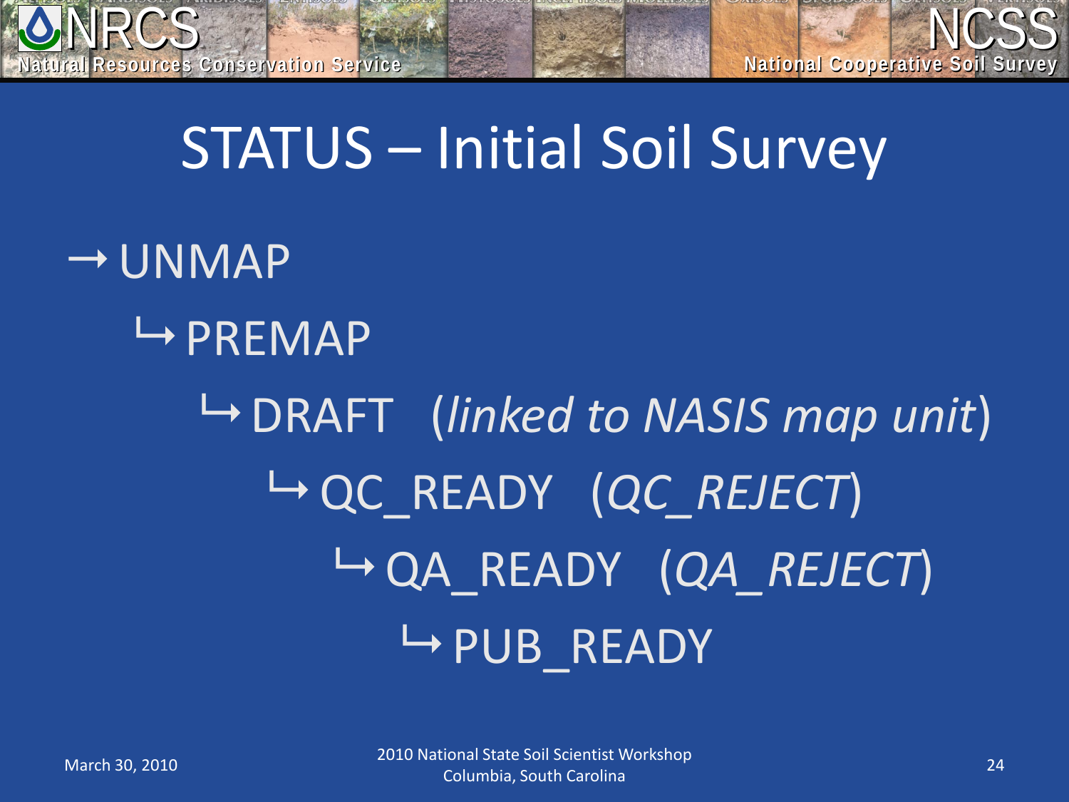# STATUS – Initial Soil Survey

→ UNMAP

  ↳ PREMAP

    ↳ DRAFT (*linked to NASIS map unit*)

      ↳ QC_READY (*QC_REJECT*)

        ↳ QA_READY (*QA_REJECT*)

          ↳ PUB_READY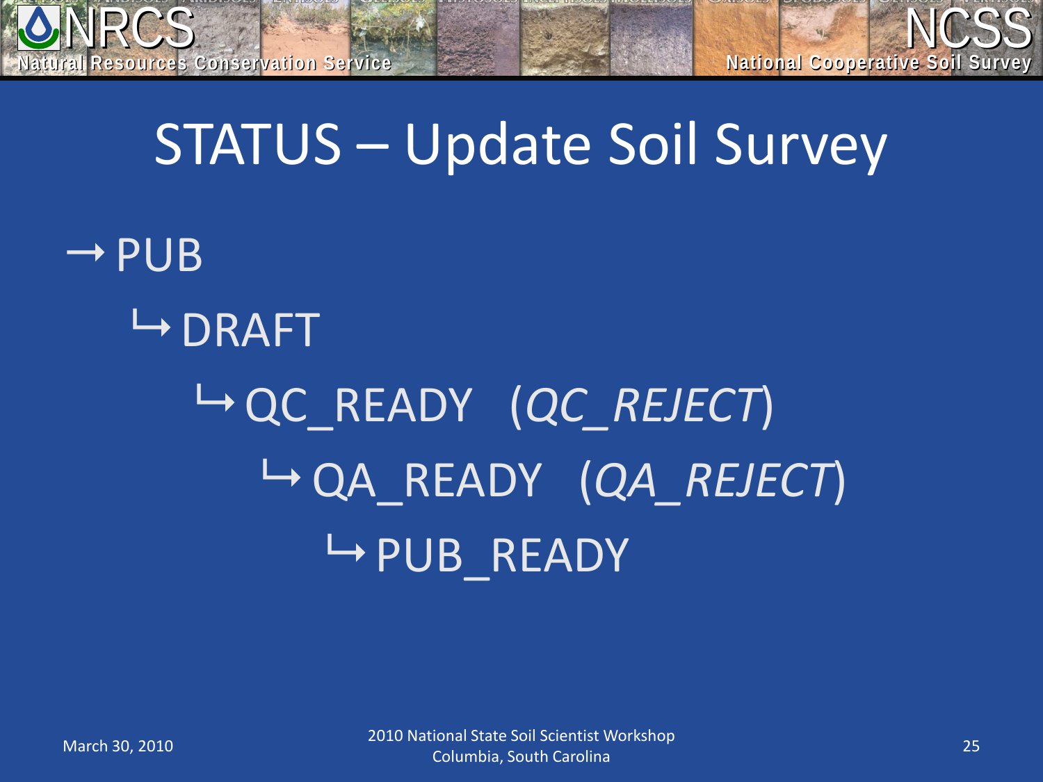# STATUS – Update Soil Survey

→ PUB

↳ DRAFT

↳ QC_READY (*QC_REJECT*)

↳ QA_READY (*QA_REJECT*)

↳ PUB_READY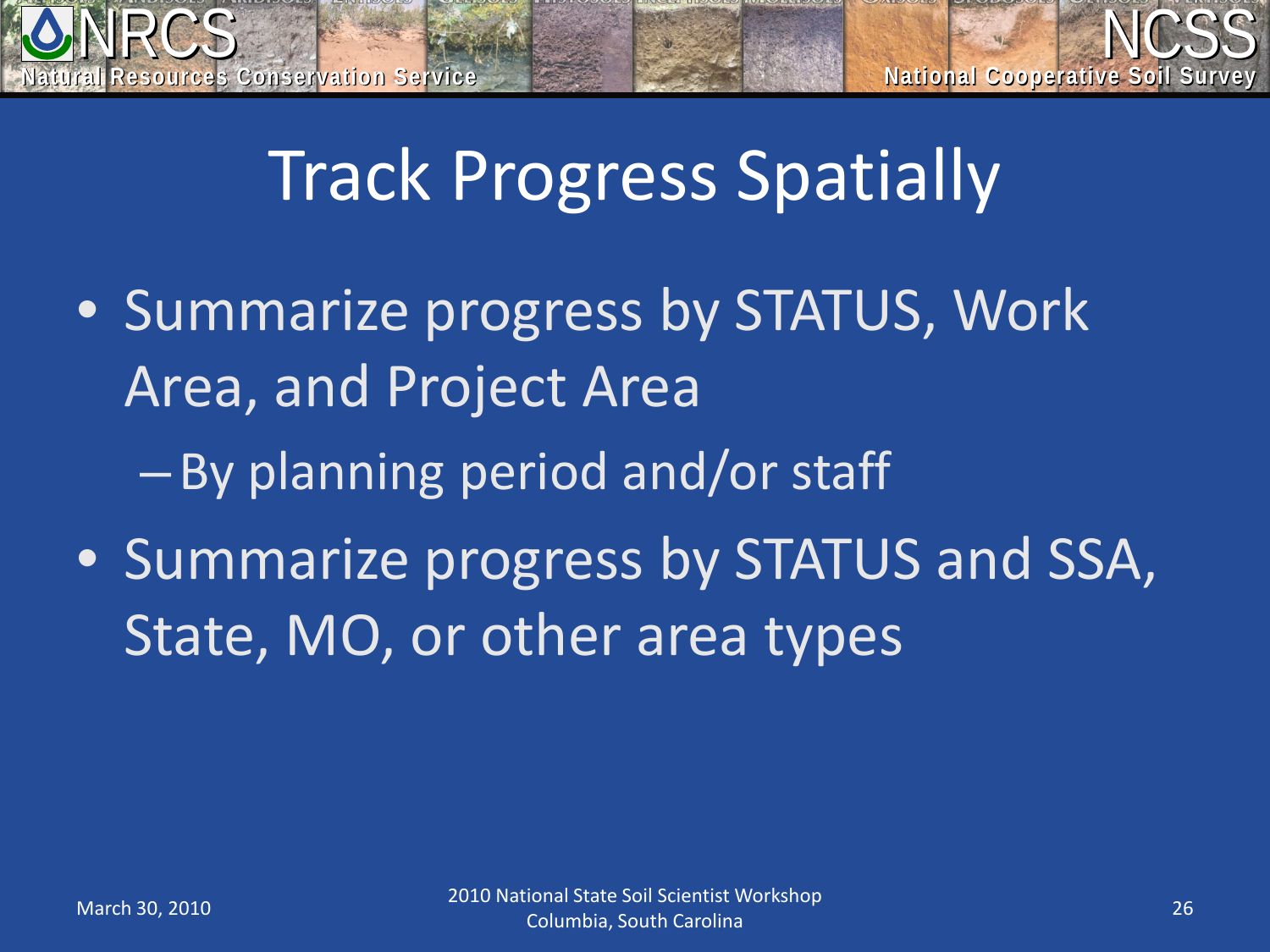# Track Progress Spatially

- Summarize progress by STATUS, Work Area, and Project Area
  - By planning period and/or staff
- Summarize progress by STATUS and SSA, State, MO, or other area types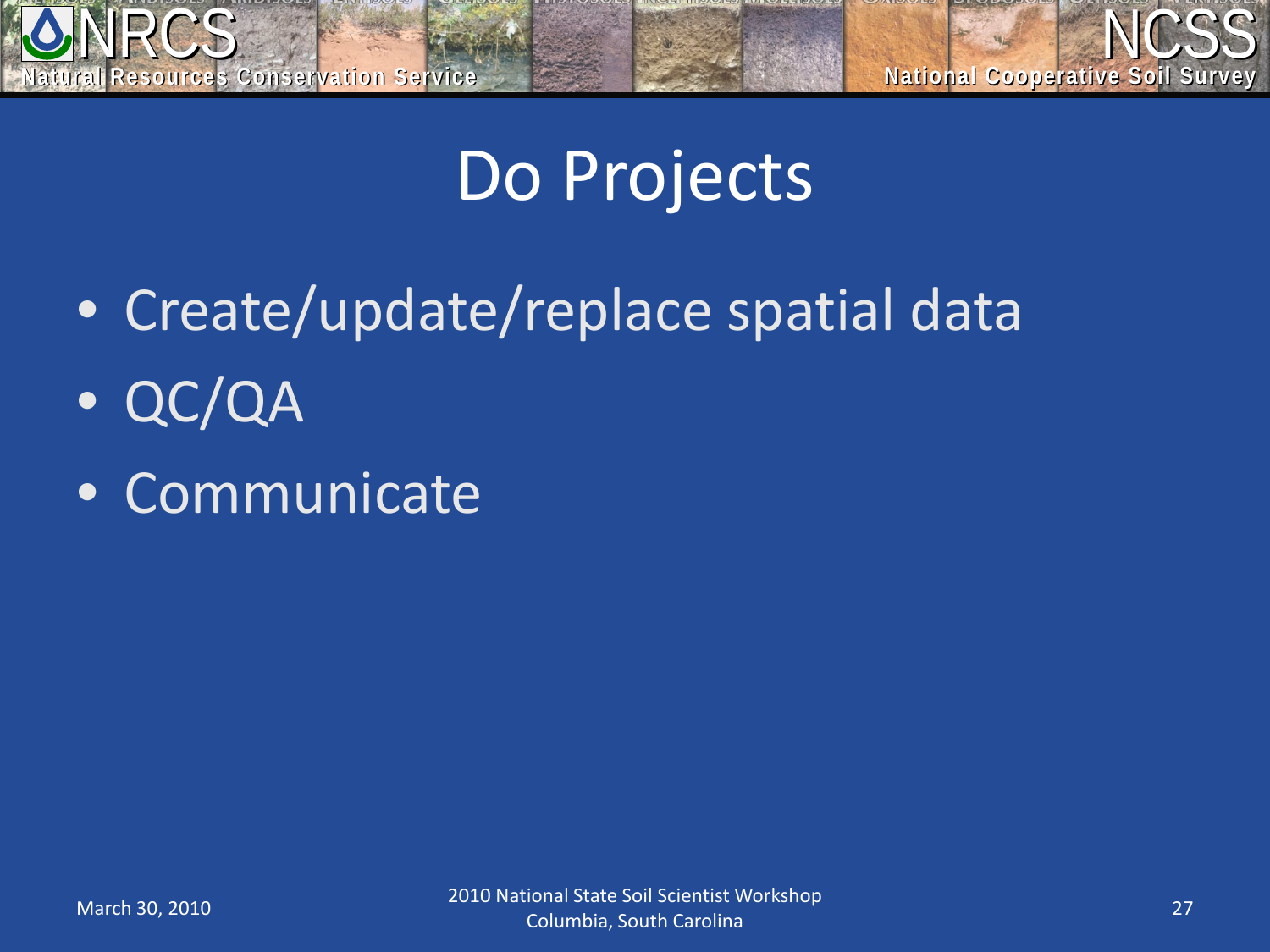# Do Projects

- Create/update/replace spatial data
- QC/QA
- Communicate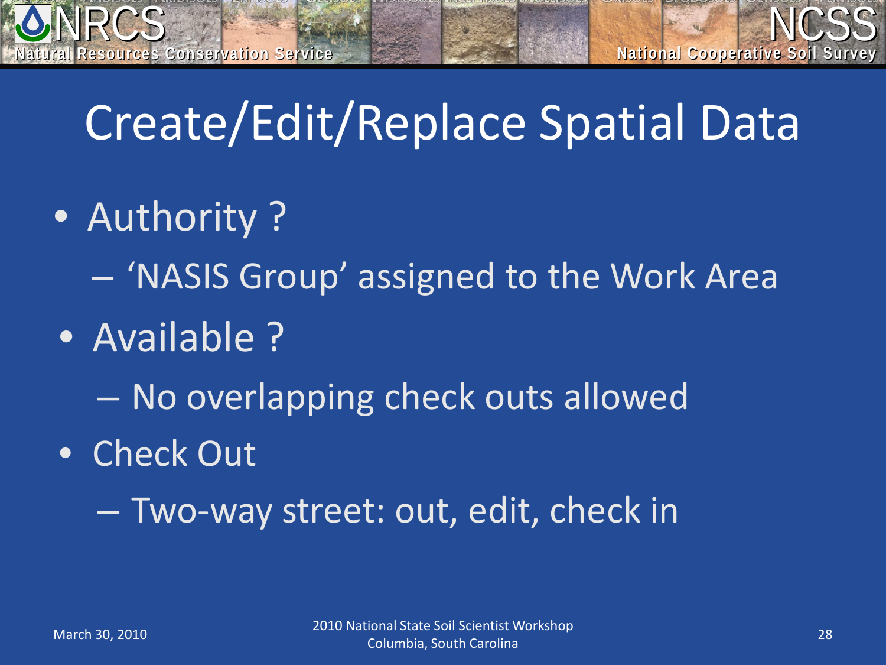# Create/Edit/Replace Spatial Data

- Authority ?
  - 'NASIS Group' assigned to the Work Area
- Available ?
  - No overlapping check outs allowed
- Check Out
  - Two-way street: out, edit, check in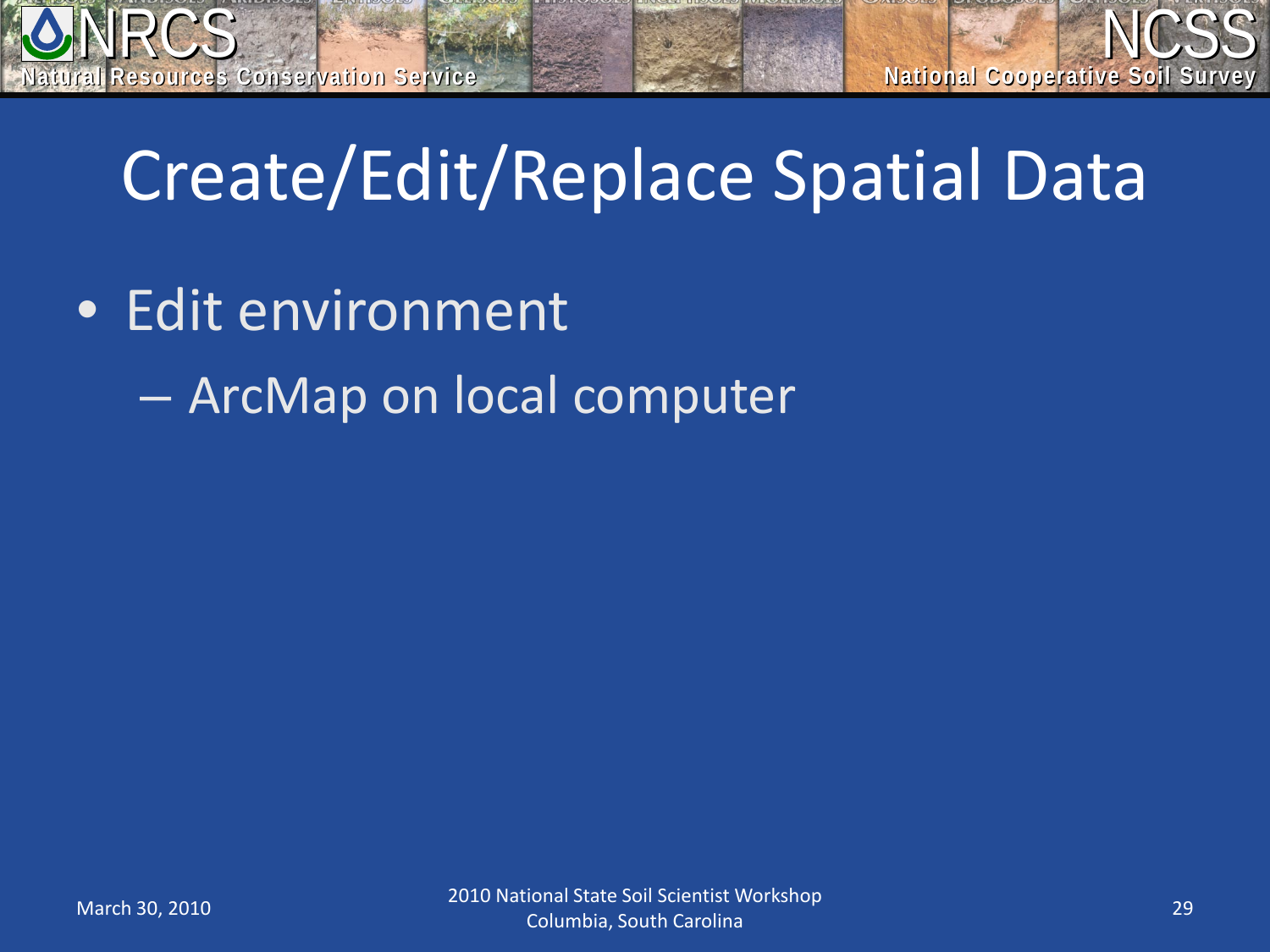# Create/Edit/Replace Spatial Data

- Edit environment
  - ArcMap on local computer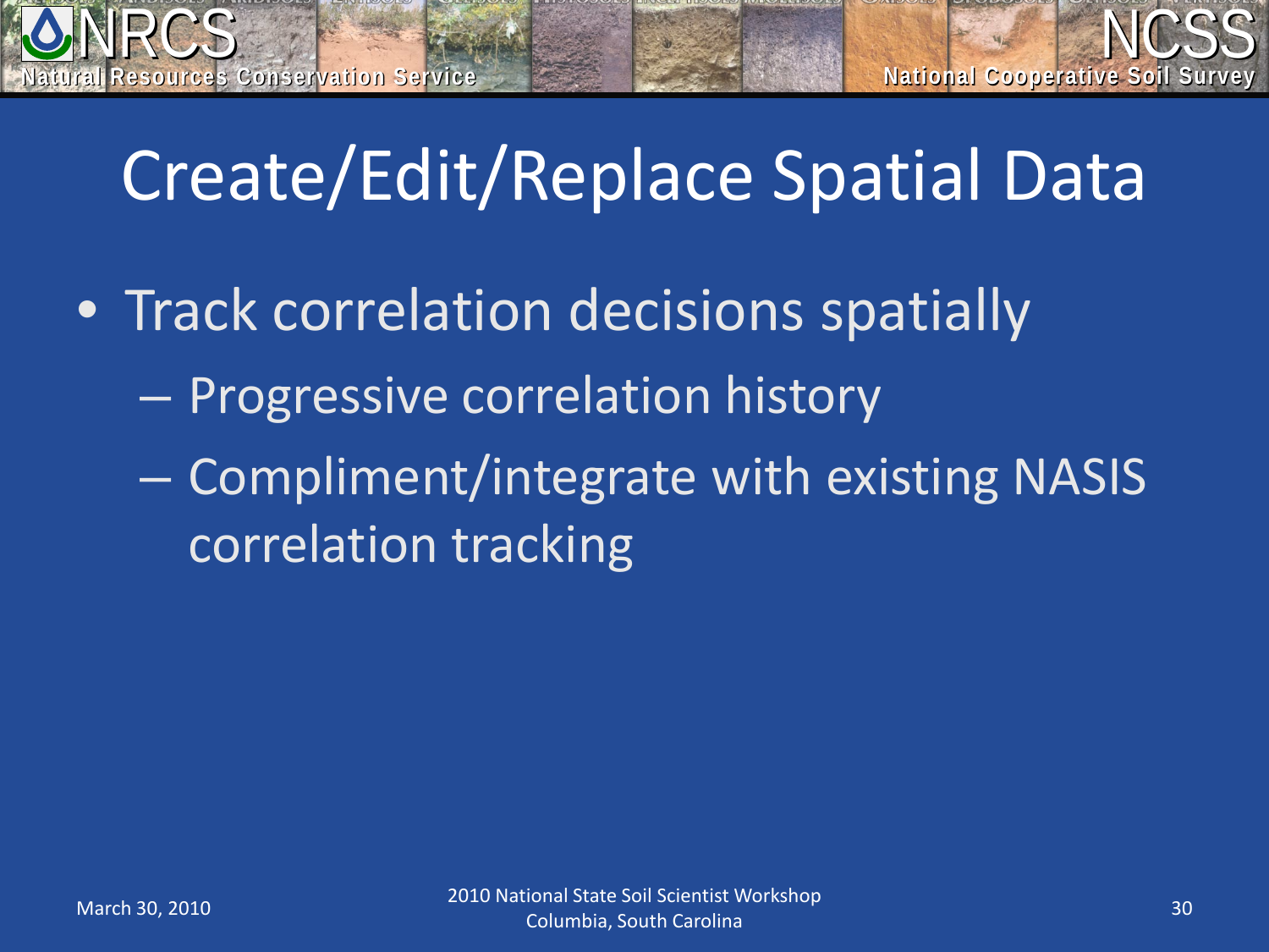# Create/Edit/Replace Spatial Data

- Track correlation decisions spatially
  - Progressive correlation history
  - Compliment/integrate with existing NASIS correlation tracking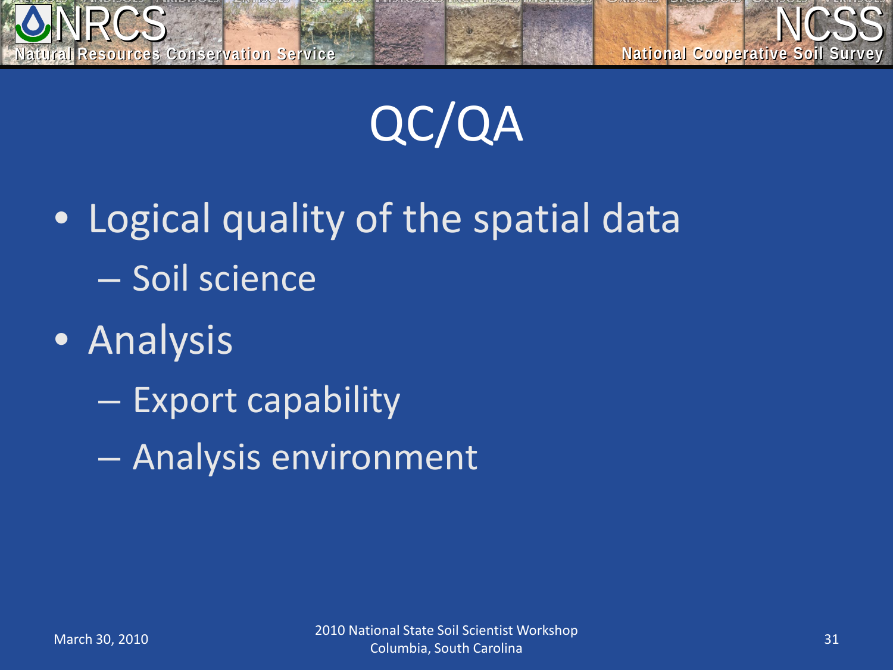# QC/QA

- Logical quality of the spatial data
  - Soil science
- Analysis
  - Export capability
  - Analysis environment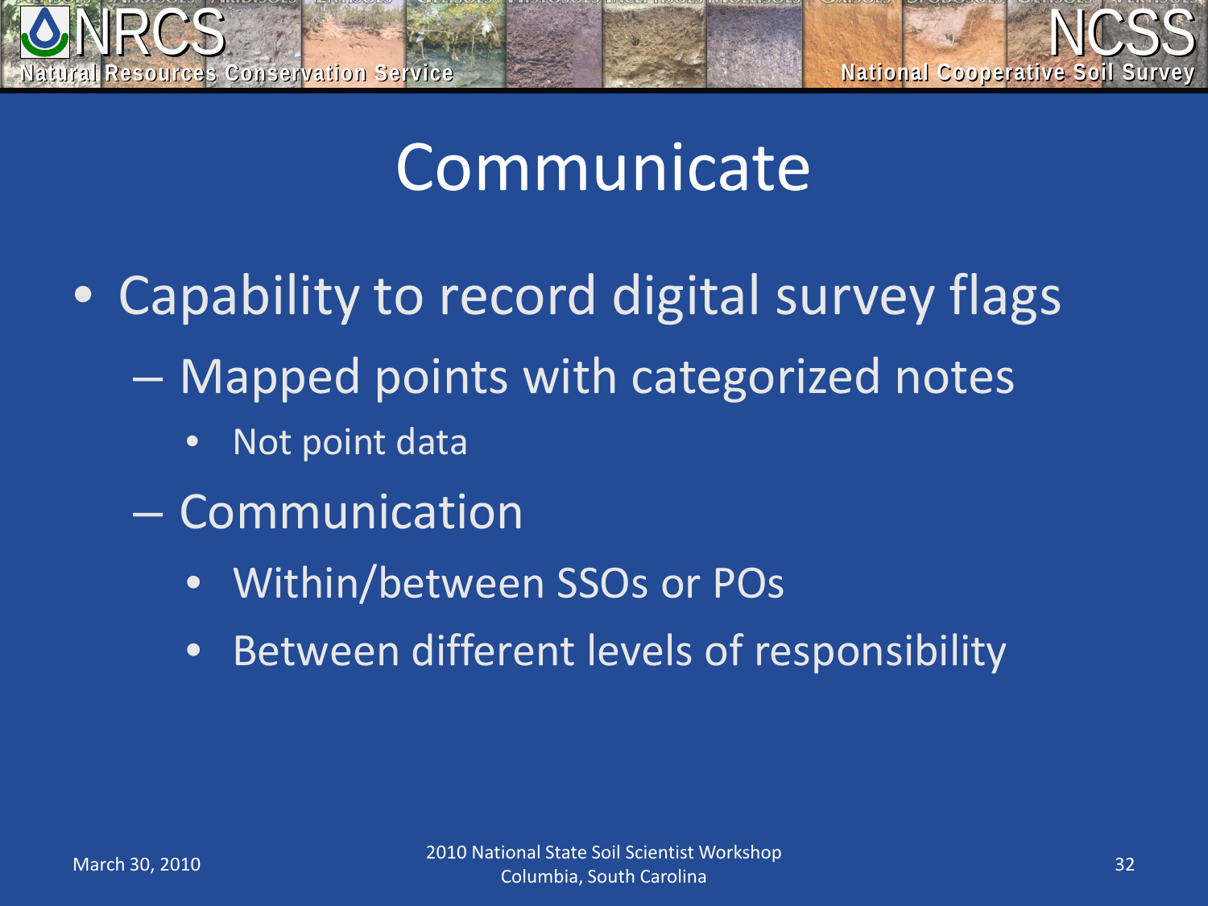# Communicate

- Capability to record digital survey flags
  - Mapped points with categorized notes
    - Not point data
  - Communication
    - Within/between SSOs or POs
    - Between different levels of responsibility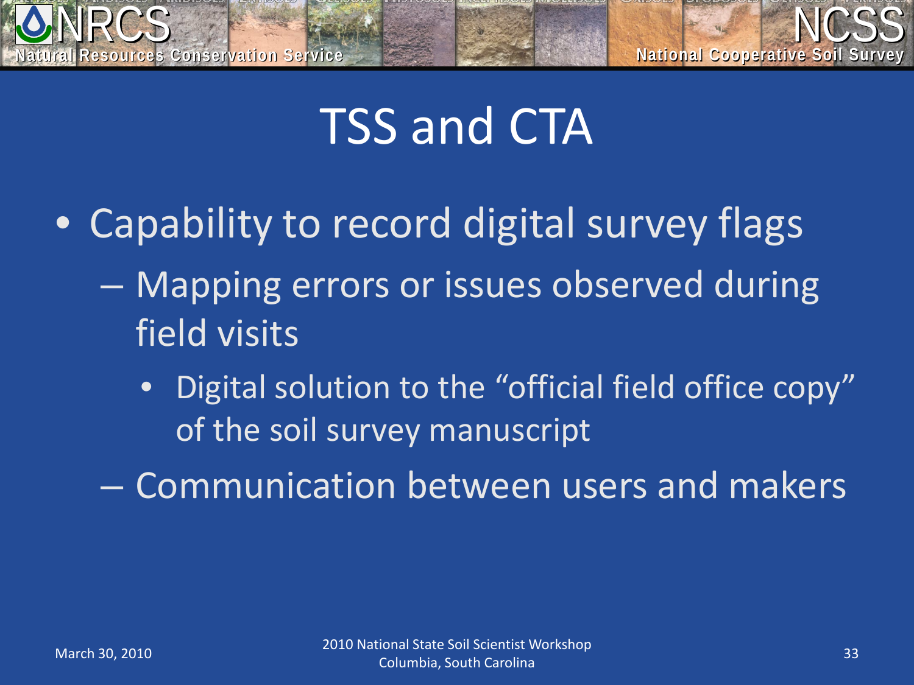# TSS and CTA

- Capability to record digital survey flags
  - Mapping errors or issues observed during field visits
    - Digital solution to the "official field office copy" of the soil survey manuscript
  - Communication between users and makers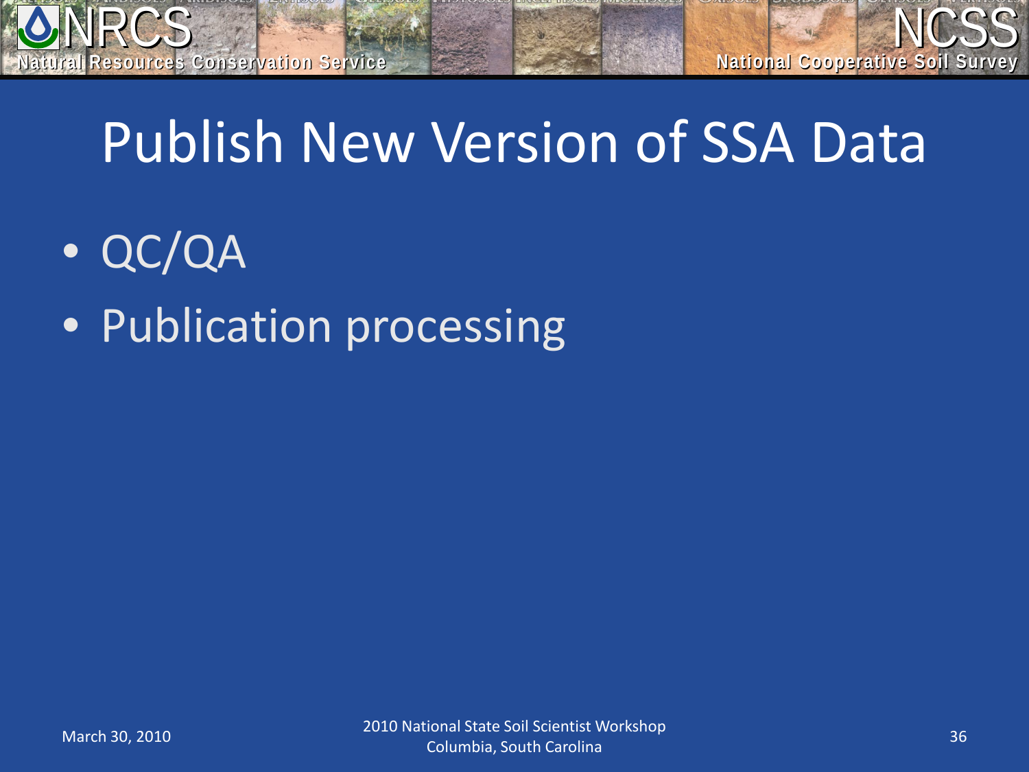# Publish New Version of SSA Data

- QC/QA
- Publication processing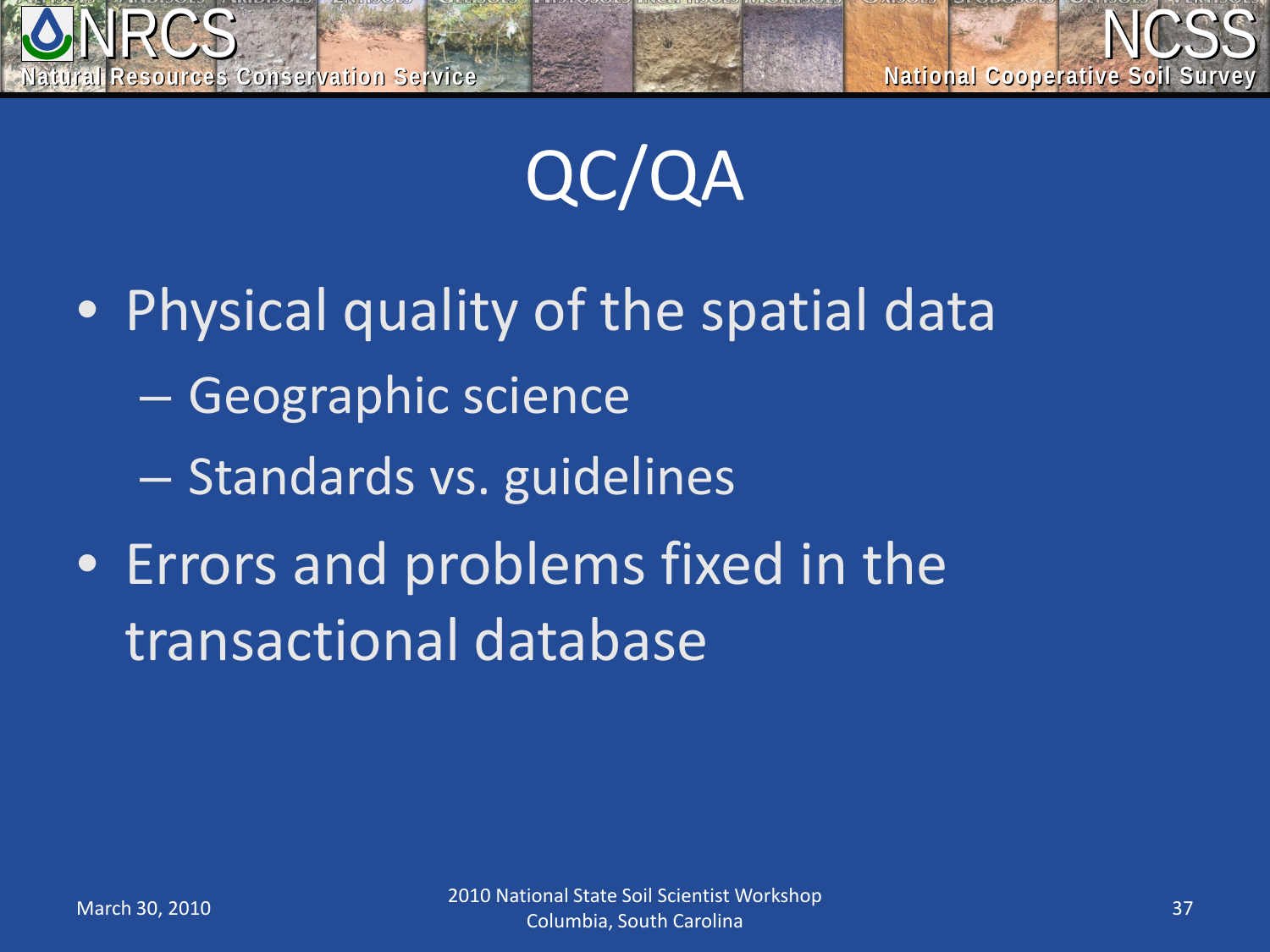# QC/QA

- Physical quality of the spatial data
  - Geographic science
  - Standards vs. guidelines
- Errors and problems fixed in the transactional database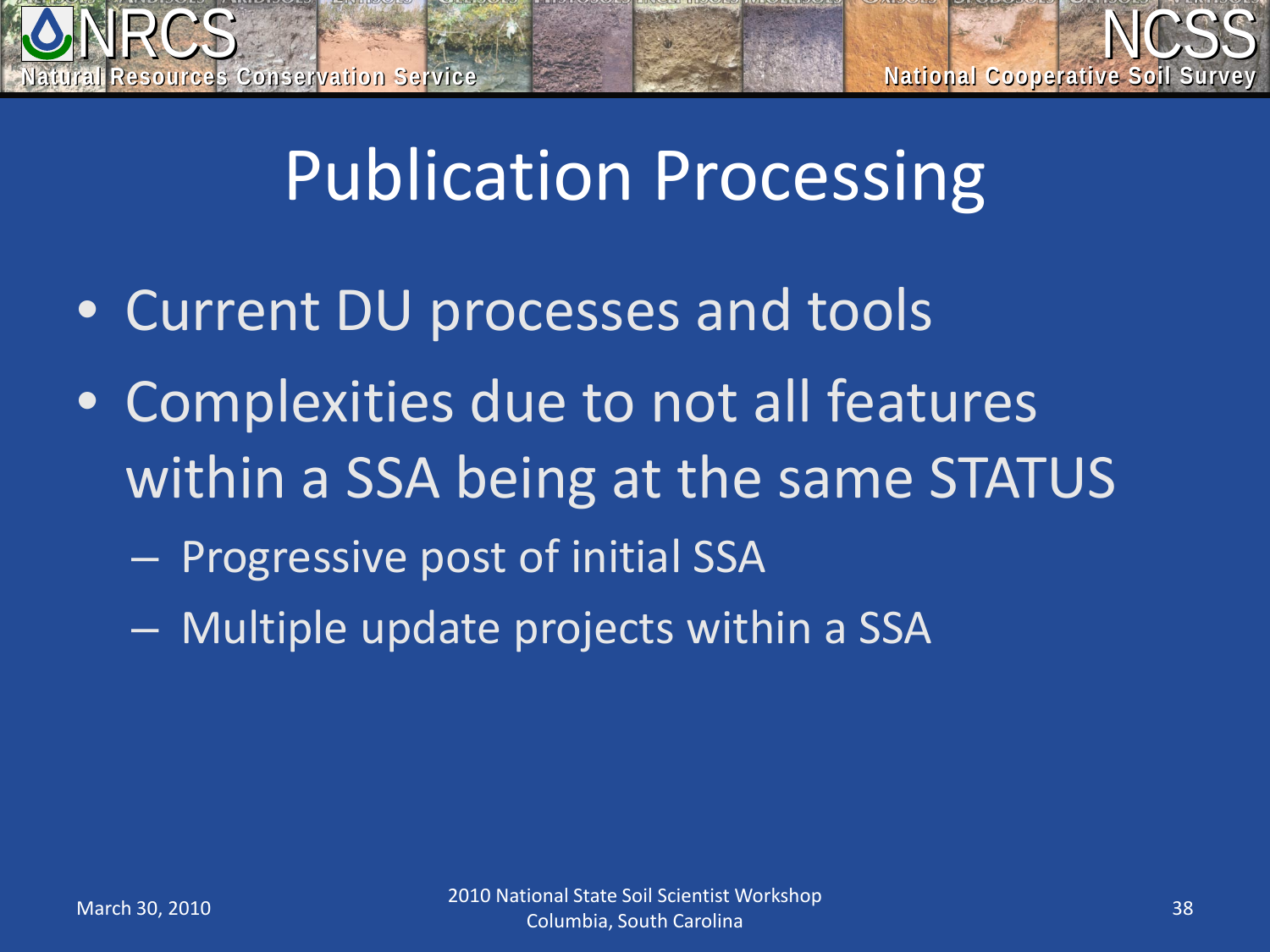# Publication Processing

- Current DU processes and tools
- Complexities due to not all features within a SSA being at the same STATUS
  - Progressive post of initial SSA
  - Multiple update projects within a SSA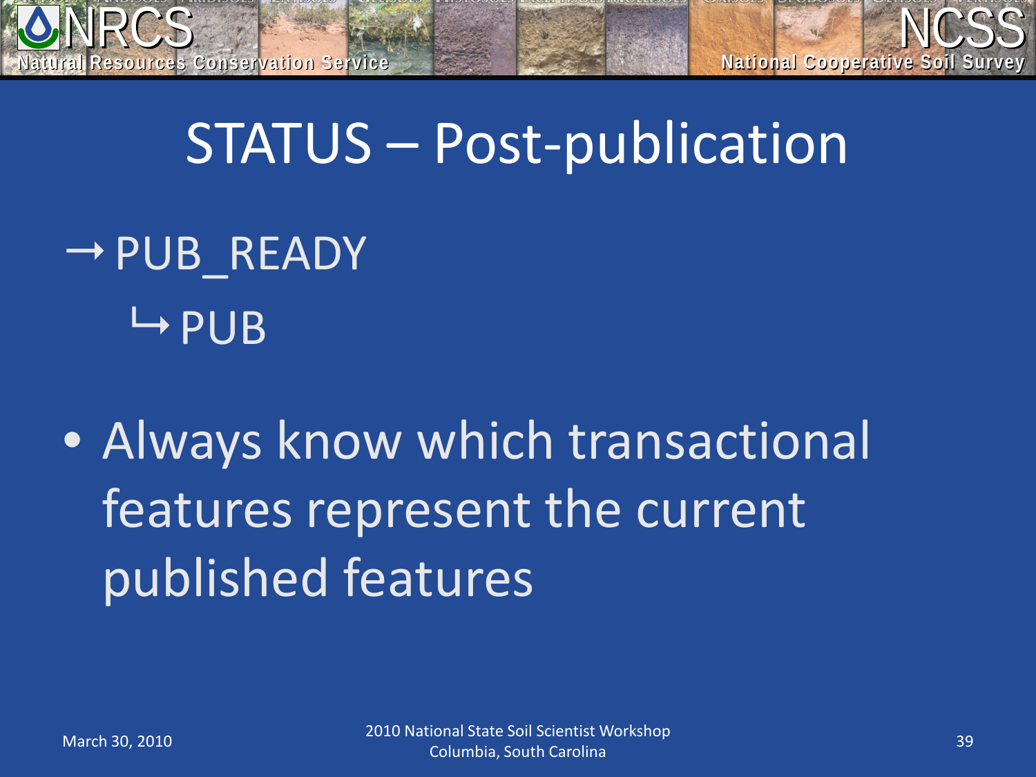# STATUS – Post-publication

→ PUB_READY

  ↳ PUB

- Always know which transactional features represent the current published features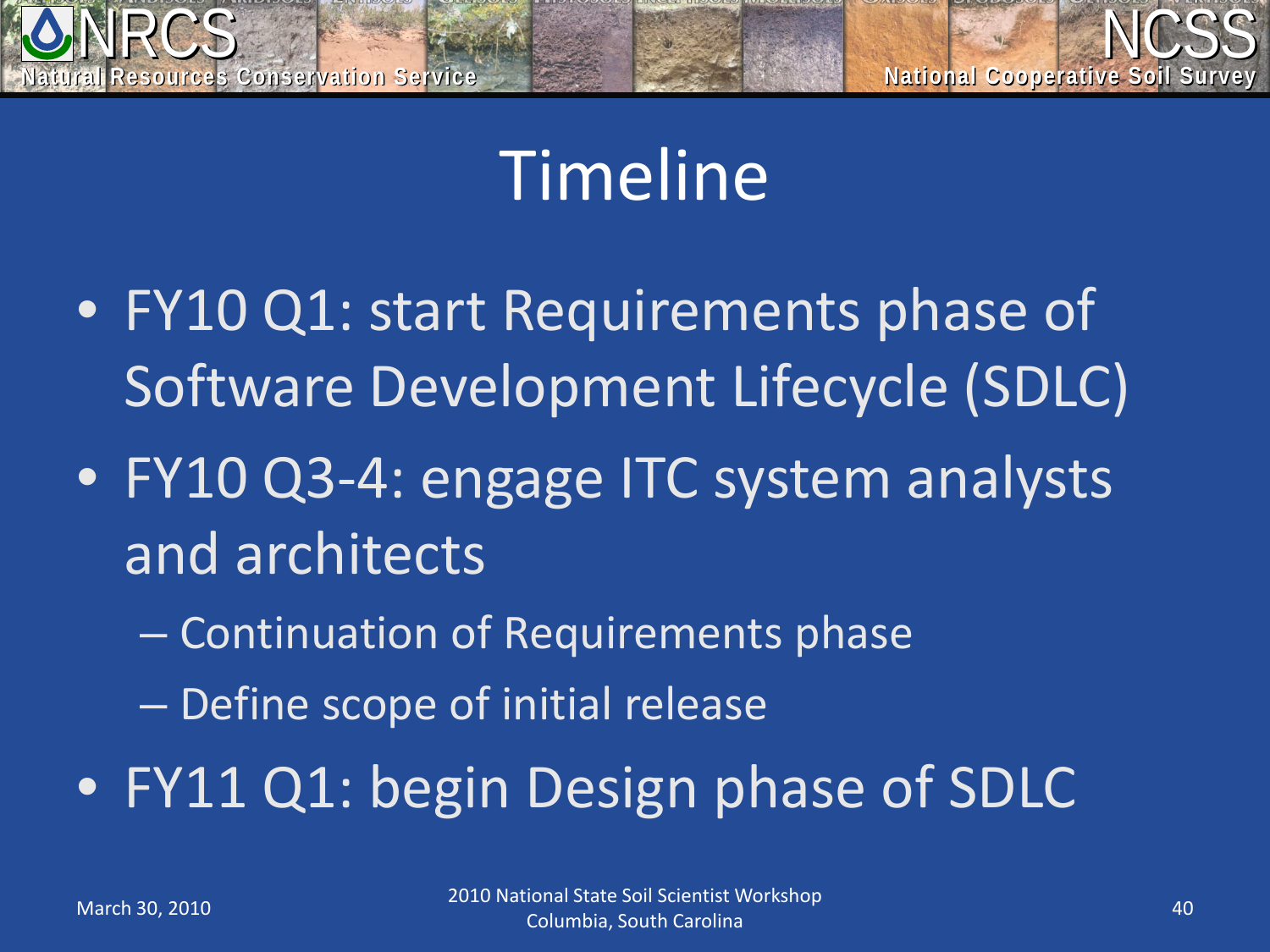# Timeline

- FY10 Q1: start Requirements phase of Software Development Lifecycle (SDLC)
- FY10 Q3-4: engage ITC system analysts and architects
  - Continuation of Requirements phase
  - Define scope of initial release
- FY11 Q1: begin Design phase of SDLC